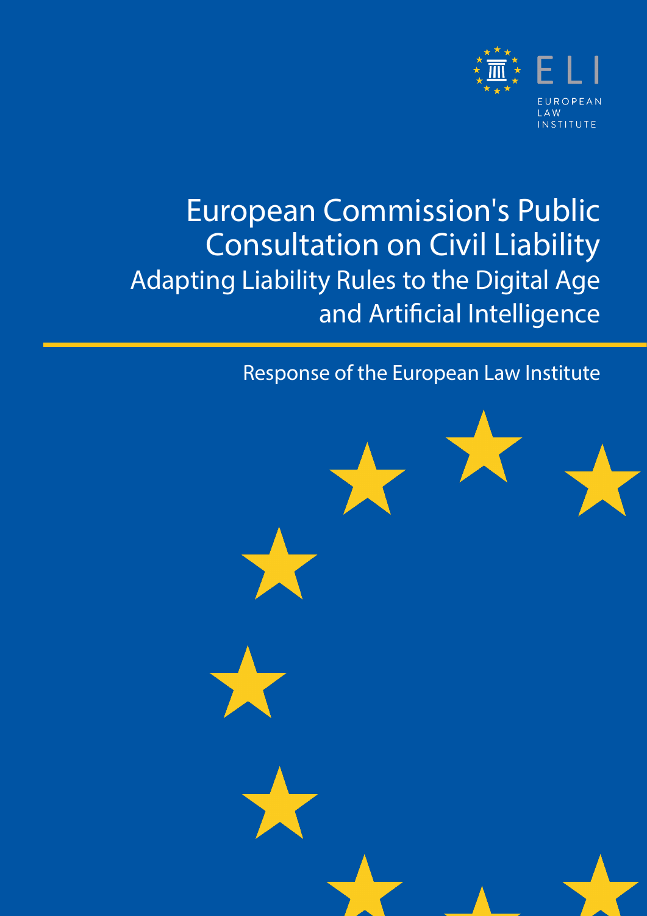ELI

EUROPEAN LAW INSTITUTE

# European Commission's Public Consultation on Civil Liability

## Adapting Liability Rules to the Digital Age and Artificial Intelligence

Response of the European Law Institute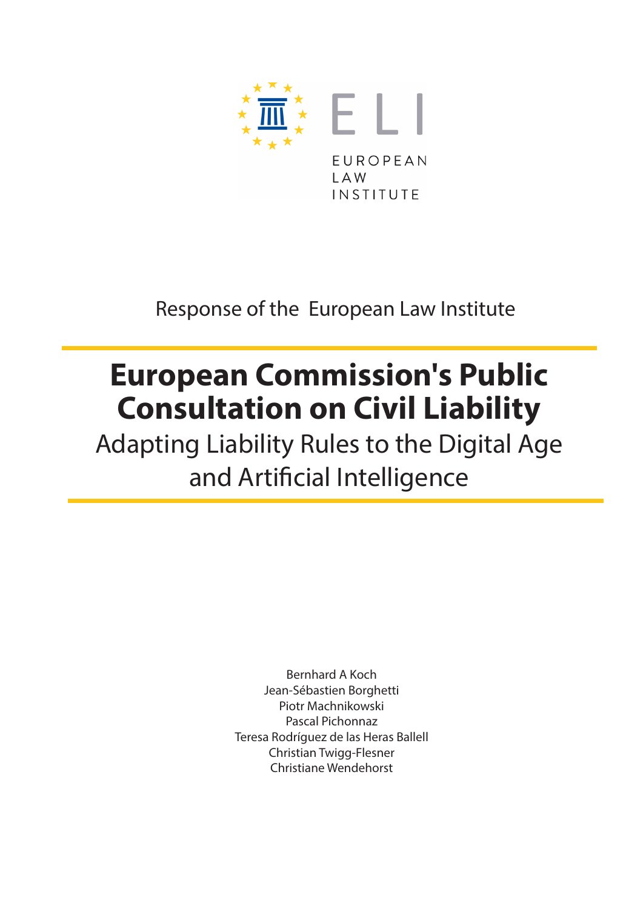EUROPEAN LAW INSTITUTE

Response of the European Law Institute

# European Commission's Public Consultation on Civil Liability

## Adapting Liability Rules to the Digital Age and Artificial Intelligence

Bernhard A Koch
Jean-Sébastien Borghetti
Piotr Machnikowski
Pascal Pichonnaz
Teresa Rodríguez de las Heras Ballell
Christian Twigg-Flesner
Christiane Wendehorst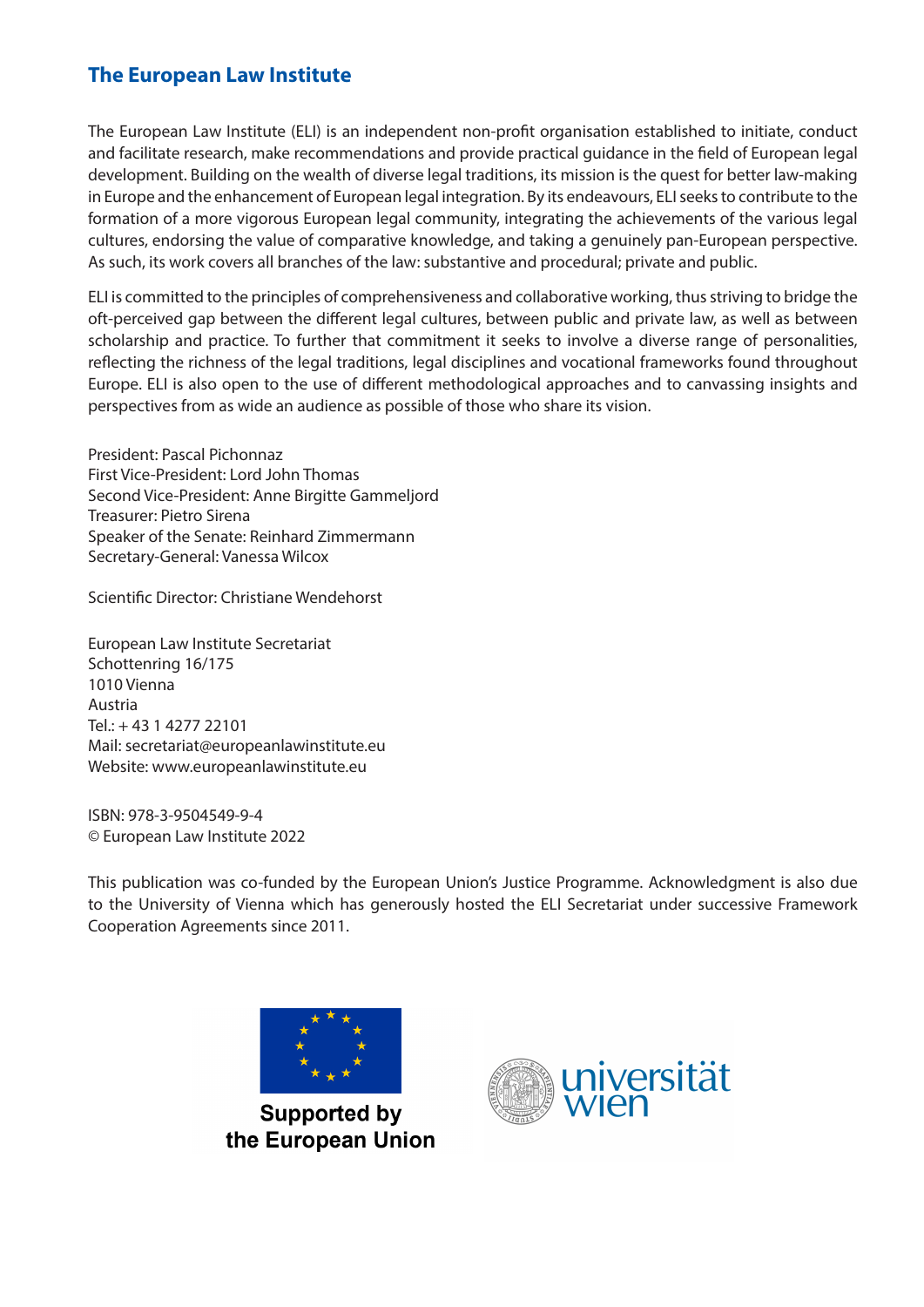## The European Law Institute

The European Law Institute (ELI) is an independent non-profit organisation established to initiate, conduct and facilitate research, make recommendations and provide practical guidance in the field of European legal development. Building on the wealth of diverse legal traditions, its mission is the quest for better law-making in Europe and the enhancement of European legal integration. By its endeavours, ELI seeks to contribute to the formation of a more vigorous European legal community, integrating the achievements of the various legal cultures, endorsing the value of comparative knowledge, and taking a genuinely pan-European perspective. As such, its work covers all branches of the law: substantive and procedural; private and public.

ELI is committed to the principles of comprehensiveness and collaborative working, thus striving to bridge the oft-perceived gap between the different legal cultures, between public and private law, as well as between scholarship and practice. To further that commitment it seeks to involve a diverse range of personalities, reflecting the richness of the legal traditions, legal disciplines and vocational frameworks found throughout Europe. ELI is also open to the use of different methodological approaches and to canvassing insights and perspectives from as wide an audience as possible of those who share its vision.

President: Pascal Pichonnaz
First Vice-President: Lord John Thomas
Second Vice-President: Anne Birgitte Gammeljord
Treasurer: Pietro Sirena
Speaker of the Senate: Reinhard Zimmermann
Secretary-General: Vanessa Wilcox

Scientific Director: Christiane Wendehorst

European Law Institute Secretariat
Schottenring 16/175
1010 Vienna
Austria
Tel.: + 43 1 4277 22101
Mail: secretariat@europeanlawinstitute.eu
Website: www.europeanlawinstitute.eu

ISBN: 978-3-9504549-9-4
© European Law Institute 2022

This publication was co-funded by the European Union's Justice Programme. Acknowledgment is also due to the University of Vienna which has generously hosted the ELI Secretariat under successive Framework Cooperation Agreements since 2011.

Supported by the European Union

universität wien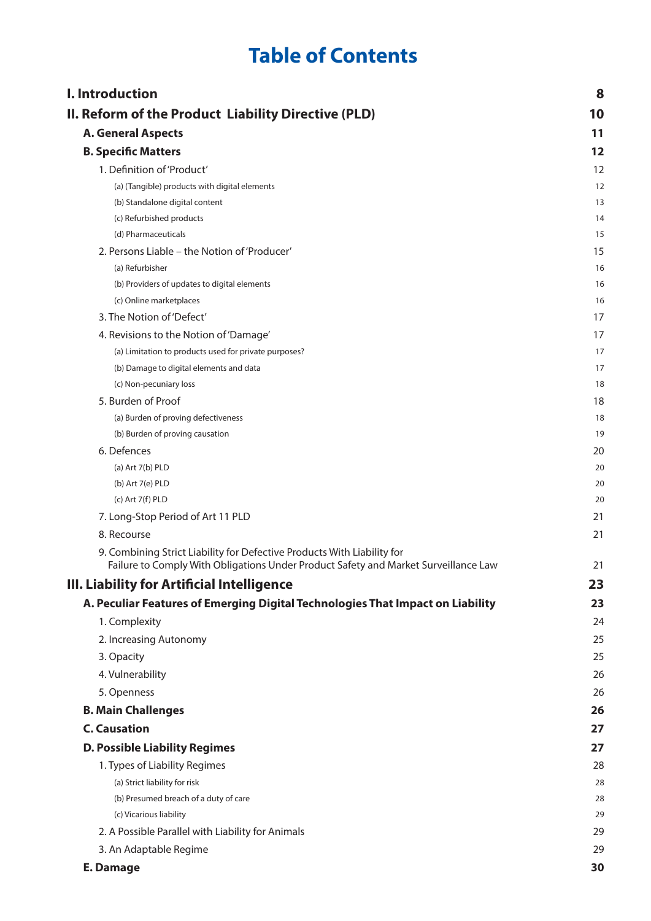# Table of Contents

| | |
|---|---|
| **I. Introduction** | **8** |
| **II. Reform of the Product  Liability Directive (PLD)** | **10** |
| **A. General Aspects** | **11** |
| **B. Specific Matters** | **12** |
| 1. Definition of 'Product' | 12 |
| (a) (Tangible) products with digital elements | 12 |
| (b) Standalone digital content | 13 |
| (c) Refurbished products | 14 |
| (d) Pharmaceuticals | 15 |
| 2. Persons Liable – the Notion of 'Producer' | 15 |
| (a) Refurbisher | 16 |
| (b) Providers of updates to digital elements | 16 |
| (c) Online marketplaces | 16 |
| 3. The Notion of 'Defect' | 17 |
| 4. Revisions to the Notion of 'Damage' | 17 |
| (a) Limitation to products used for private purposes? | 17 |
| (b) Damage to digital elements and data | 17 |
| (c) Non-pecuniary loss | 18 |
| 5. Burden of Proof | 18 |
| (a) Burden of proving defectiveness | 18 |
| (b) Burden of proving causation | 19 |
| 6. Defences | 20 |
| (a) Art 7(b) PLD | 20 |
| (b) Art 7(e) PLD | 20 |
| (c) Art 7(f) PLD | 20 |
| 7. Long-Stop Period of Art 11 PLD | 21 |
| 8. Recourse | 21 |
| 9. Combining Strict Liability for Defective Products With Liability for Failure to Comply With Obligations Under Product Safety and Market Surveillance Law | 21 |
| **III. Liability for Artificial Intelligence** | **23** |
| **A. Peculiar Features of Emerging Digital Technologies That Impact on Liability** | **23** |
| 1. Complexity | 24 |
| 2. Increasing Autonomy | 25 |
| 3. Opacity | 25 |
| 4. Vulnerability | 26 |
| 5. Openness | 26 |
| **B. Main Challenges** | **26** |
| **C. Causation** | **27** |
| **D. Possible Liability Regimes** | **27** |
| 1. Types of Liability Regimes | 28 |
| (a) Strict liability for risk | 28 |
| (b) Presumed breach of a duty of care | 28 |
| (c) Vicarious liability | 29 |
| 2. A Possible Parallel with Liability for Animals | 29 |
| 3. An Adaptable Regime | 29 |
| **E. Damage** | **30** |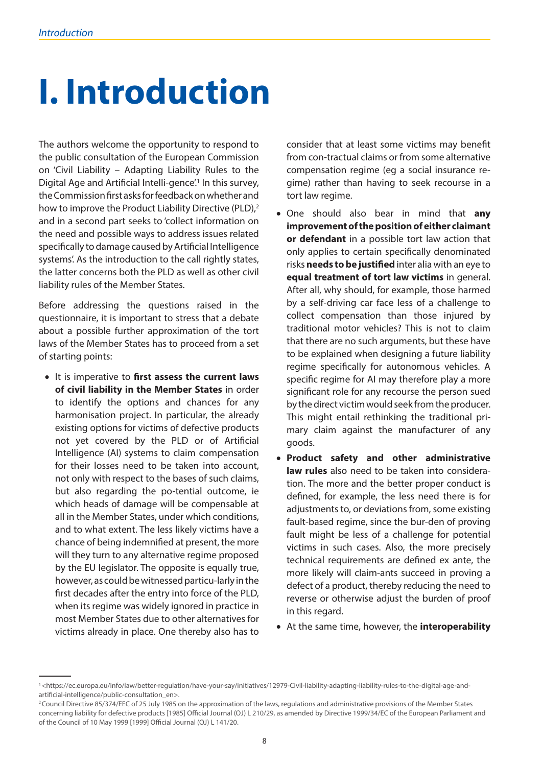# I. Introduction

The authors welcome the opportunity to respond to the public consultation of the European Commission on 'Civil Liability – Adapting Liability Rules to the Digital Age and Artificial Intelli-gence'.[1] In this survey, the Commission first asks for feedback on whether and how to improve the Product Liability Directive (PLD),[2] and in a second part seeks to 'collect information on the need and possible ways to address issues related specifically to damage caused by Artificial Intelligence systems'. As the introduction to the call rightly states, the latter concerns both the PLD as well as other civil liability rules of the Member States.

Before addressing the questions raised in the questionnaire, it is important to stress that a debate about a possible further approximation of the tort laws of the Member States has to proceed from a set of starting points:

- It is imperative to **first assess the current laws of civil liability in the Member States** in order to identify the options and chances for any harmonisation project. In particular, the already existing options for victims of defective products not yet covered by the PLD or of Artificial Intelligence (AI) systems to claim compensation for their losses need to be taken into account, not only with respect to the bases of such claims, but also regarding the po-tential outcome, ie which heads of damage will be compensable at all in the Member States, under which conditions, and to what extent. The less likely victims have a chance of being indemnified at present, the more will they turn to any alternative regime proposed by the EU legislator. The opposite is equally true, however, as could be witnessed particu-larly in the first decades after the entry into force of the PLD, when its regime was widely ignored in practice in most Member States due to other alternatives for victims already in place. One thereby also has to consider that at least some victims may benefit from con-tractual claims or from some alternative compensation regime (eg a social insurance re-gime) rather than having to seek recourse in a tort law regime.
- One should also bear in mind that **any improvement of the position of either claimant or defendant** in a possible tort law action that only applies to certain specifically denominated risks **needs to be justified** inter alia with an eye to **equal treatment of tort law victims** in general. After all, why should, for example, those harmed by a self-driving car face less of a challenge to collect compensation than those injured by traditional motor vehicles? This is not to claim that there are no such arguments, but these have to be explained when designing a future liability regime specifically for autonomous vehicles. A specific regime for AI may therefore play a more significant role for any recourse the person sued by the direct victim would seek from the producer. This might entail rethinking the traditional pri-mary claim against the manufacturer of any goods.
- **Product safety and other administrative law rules** also need to be taken into considera-tion. The more and the better proper conduct is defined, for example, the less need there is for adjustments to, or deviations from, some existing fault-based regime, since the bur-den of proving fault might be less of a challenge for potential victims in such cases. Also, the more precisely technical requirements are defined ex ante, the more likely will claim-ants succeed in proving a defect of a product, thereby reducing the need to reverse or otherwise adjust the burden of proof in this regard.
- At the same time, however, the **interoperability**

---

[1] <https://ec.europa.eu/info/law/better-regulation/have-your-say/initiatives/12979-Civil-liability-adapting-liability-rules-to-the-digital-age-and-artificial-intelligence/public-consultation_en>.

[2] Council Directive 85/374/EEC of 25 July 1985 on the approximation of the laws, regulations and administrative provisions of the Member States concerning liability for defective products [1985] Official Journal (OJ) L 210/29, as amended by Directive 1999/34/EC of the European Parliament and of the Council of 10 May 1999 [1999] Official Journal (OJ) L 141/20.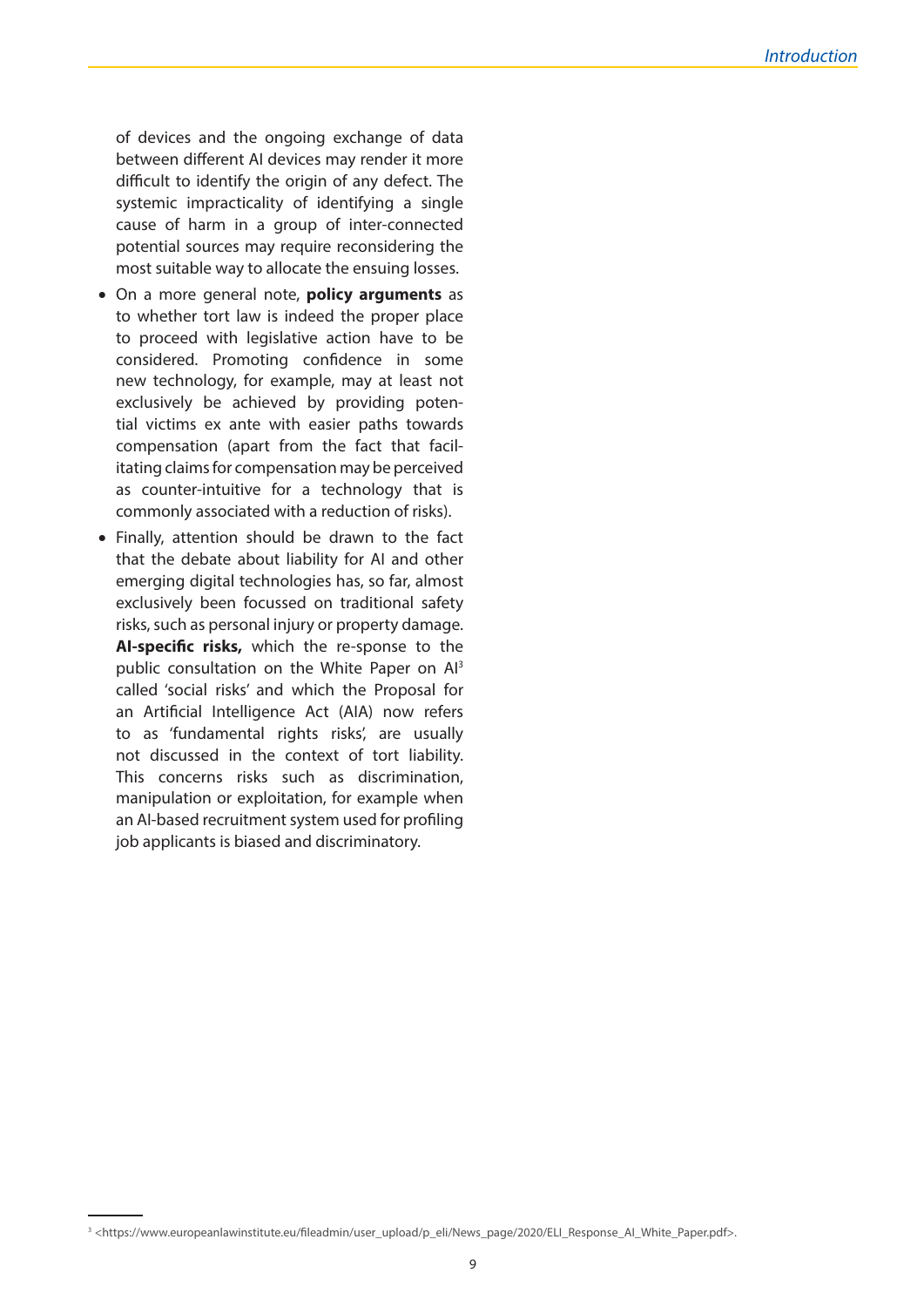of devices and the ongoing exchange of data between different AI devices may render it more difficult to identify the origin of any defect. The systemic impracticality of identifying a single cause of harm in a group of inter-connected potential sources may require reconsidering the most suitable way to allocate the ensuing losses.

- On a more general note, **policy arguments** as to whether tort law is indeed the proper place to proceed with legislative action have to be considered. Promoting confidence in some new technology, for example, may at least not exclusively be achieved by providing potential victims ex ante with easier paths towards compensation (apart from the fact that facilitating claims for compensation may be perceived as counter-intuitive for a technology that is commonly associated with a reduction of risks).
- Finally, attention should be drawn to the fact that the debate about liability for AI and other emerging digital technologies has, so far, almost exclusively been focussed on traditional safety risks, such as personal injury or property damage. **AI-specific risks,** which the re-sponse to the public consultation on the White Paper on AI[3] called 'social risks' and which the Proposal for an Artificial Intelligence Act (AIA) now refers to as 'fundamental rights risks', are usually not discussed in the context of tort liability. This concerns risks such as discrimination, manipulation or exploitation, for example when an AI-based recruitment system used for profiling job applicants is biased and discriminatory.

[3] <https://www.europeanlawinstitute.eu/fileadmin/user_upload/p_eli/News_page/2020/ELI_Response_AI_White_Paper.pdf>.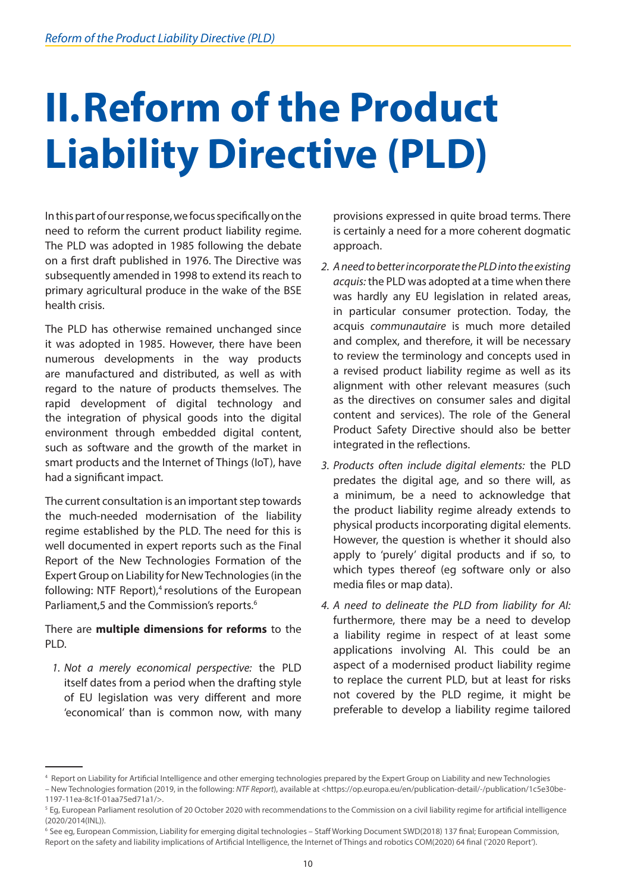# II. Reform of the Product Liability Directive (PLD)

In this part of our response, we focus specifically on the need to reform the current product liability regime. The PLD was adopted in 1985 following the debate on a first draft published in 1976. The Directive was subsequently amended in 1998 to extend its reach to primary agricultural produce in the wake of the BSE health crisis.

The PLD has otherwise remained unchanged since it was adopted in 1985. However, there have been numerous developments in the way products are manufactured and distributed, as well as with regard to the nature of products themselves. The rapid development of digital technology and the integration of physical goods into the digital environment through embedded digital content, such as software and the growth of the market in smart products and the Internet of Things (IoT), have had a significant impact.

The current consultation is an important step towards the much-needed modernisation of the liability regime established by the PLD. The need for this is well documented in expert reports such as the Final Report of the New Technologies Formation of the Expert Group on Liability for New Technologies (in the following: NTF Report),[4] resolutions of the European Parliament,5 and the Commission's reports.[6]

There are **multiple dimensions for reforms** to the PLD.

1. *Not a merely economical perspective:* the PLD itself dates from a period when the drafting style of EU legislation was very different and more 'economical' than is common now, with many provisions expressed in quite broad terms. There is certainly a need for a more coherent dogmatic approach.
2. *A need to better incorporate the PLD into the existing acquis:* the PLD was adopted at a time when there was hardly any EU legislation in related areas, in particular consumer protection. Today, the acquis *communautaire* is much more detailed and complex, and therefore, it will be necessary to review the terminology and concepts used in a revised product liability regime as well as its alignment with other relevant measures (such as the directives on consumer sales and digital content and services). The role of the General Product Safety Directive should also be better integrated in the reflections.
3. *Products often include digital elements:* the PLD predates the digital age, and so there will, as a minimum, be a need to acknowledge that the product liability regime already extends to physical products incorporating digital elements. However, the question is whether it should also apply to 'purely' digital products and if so, to which types thereof (eg software only or also media files or map data).
4. *A need to delineate the PLD from liability for AI:* furthermore, there may be a need to develop a liability regime in respect of at least some applications involving AI. This could be an aspect of a modernised product liability regime to replace the current PLD, but at least for risks not covered by the PLD regime, it might be preferable to develop a liability regime tailored

---

[4] Report on Liability for Artificial Intelligence and other emerging technologies prepared by the Expert Group on Liability and new Technologies – New Technologies formation (2019, in the following: *NTF Report*), available at <https://op.europa.eu/en/publication-detail/-/publication/1c5e30be-1197-11ea-8c1f-01aa75ed71a1/>.

[5] Eg, European Parliament resolution of 20 October 2020 with recommendations to the Commission on a civil liability regime for artificial intelligence (2020/2014(INL)).

[6] See eg, European Commission, Liability for emerging digital technologies – Staff Working Document SWD(2018) 137 final; European Commission, Report on the safety and liability implications of Artificial Intelligence, the Internet of Things and robotics COM(2020) 64 final ('2020 Report').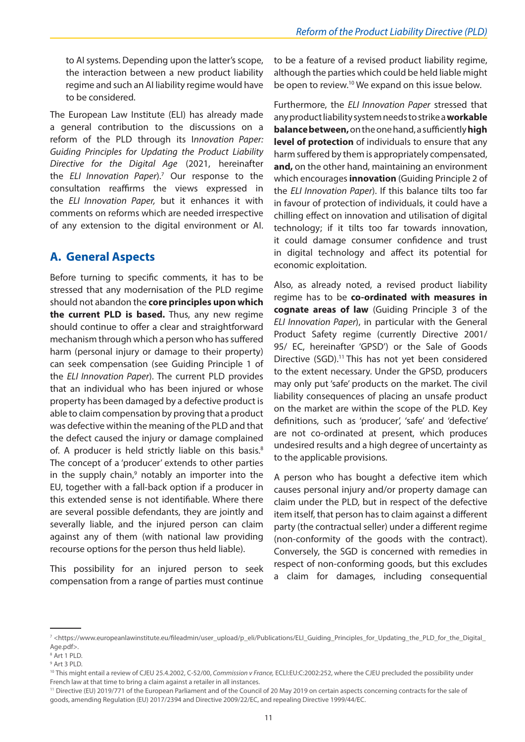to AI systems. Depending upon the latter's scope, the interaction between a new product liability regime and such an AI liability regime would have to be considered.

The European Law Institute (ELI) has already made a general contribution to the discussions on a reform of the PLD through its *Innovation Paper: Guiding Principles for Updating the Product Liability Directive for the Digital Age* (2021, hereinafter the *ELI Innovation Paper*).[7] Our response to the consultation reaffirms the views expressed in the *ELI Innovation Paper,* but it enhances it with comments on reforms which are needed irrespective of any extension to the digital environment or AI.

## A. General Aspects

Before turning to specific comments, it has to be stressed that any modernisation of the PLD regime should not abandon the **core principles upon which the current PLD is based.** Thus, any new regime should continue to offer a clear and straightforward mechanism through which a person who has suffered harm (personal injury or damage to their property) can seek compensation (see Guiding Principle 1 of the *ELI Innovation Paper*). The current PLD provides that an individual who has been injured or whose property has been damaged by a defective product is able to claim compensation by proving that a product was defective within the meaning of the PLD and that the defect caused the injury or damage complained of. A producer is held strictly liable on this basis.[8] The concept of a 'producer' extends to other parties in the supply chain,[9] notably an importer into the EU, together with a fall-back option if a producer in this extended sense is not identifiable. Where there are several possible defendants, they are jointly and severally liable, and the injured person can claim against any of them (with national law providing recourse options for the person thus held liable).

This possibility for an injured person to seek compensation from a range of parties must continue to be a feature of a revised product liability regime, although the parties which could be held liable might be open to review.[10] We expand on this issue below.

Furthermore, the *ELI Innovation Paper* stressed that any product liability system needs to strike a **workable balance between,** on the one hand, a sufficiently **high level of protection** of individuals to ensure that any harm suffered by them is appropriately compensated, **and,** on the other hand, maintaining an environment which encourages **innovation** (Guiding Principle 2 of the *ELI Innovation Paper*). If this balance tilts too far in favour of protection of individuals, it could have a chilling effect on innovation and utilisation of digital technology; if it tilts too far towards innovation, it could damage consumer confidence and trust in digital technology and affect its potential for economic exploitation.

Also, as already noted, a revised product liability regime has to be **co-ordinated with measures in cognate areas of law** (Guiding Principle 3 of the *ELI Innovation Paper*), in particular with the General Product Safety regime (currently Directive 2001/95/ EC, hereinafter 'GPSD') or the Sale of Goods Directive (SGD).[11] This has not yet been considered to the extent necessary. Under the GPSD, producers may only put 'safe' products on the market. The civil liability consequences of placing an unsafe product on the market are within the scope of the PLD. Key definitions, such as 'producer', 'safe' and 'defective' are not co-ordinated at present, which produces undesired results and a high degree of uncertainty as to the applicable provisions.

A person who has bought a defective item which causes personal injury and/or property damage can claim under the PLD, but in respect of the defective item itself, that person has to claim against a different party (the contractual seller) under a different regime (non-conformity of the goods with the contract). Conversely, the SGD is concerned with remedies in respect of non-conforming goods, but this excludes a claim for damages, including consequential

---

[7] <https://www.europeanlawinstitute.eu/fileadmin/user_upload/p_eli/Publications/ELI_Guiding_Principles_for_Updating_the_PLD_for_the_Digital_Age.pdf>.

[8] Art 1 PLD.

[9] Art 3 PLD.

[10] This might entail a review of CJEU 25.4.2002, C-52/00, *Commission v France,* ECLI:EU:C:2002:252, where the CJEU precluded the possibility under French law at that time to bring a claim against a retailer in all instances.

[11] Directive (EU) 2019/771 of the European Parliament and of the Council of 20 May 2019 on certain aspects concerning contracts for the sale of goods, amending Regulation (EU) 2017/2394 and Directive 2009/22/EC, and repealing Directive 1999/44/EC.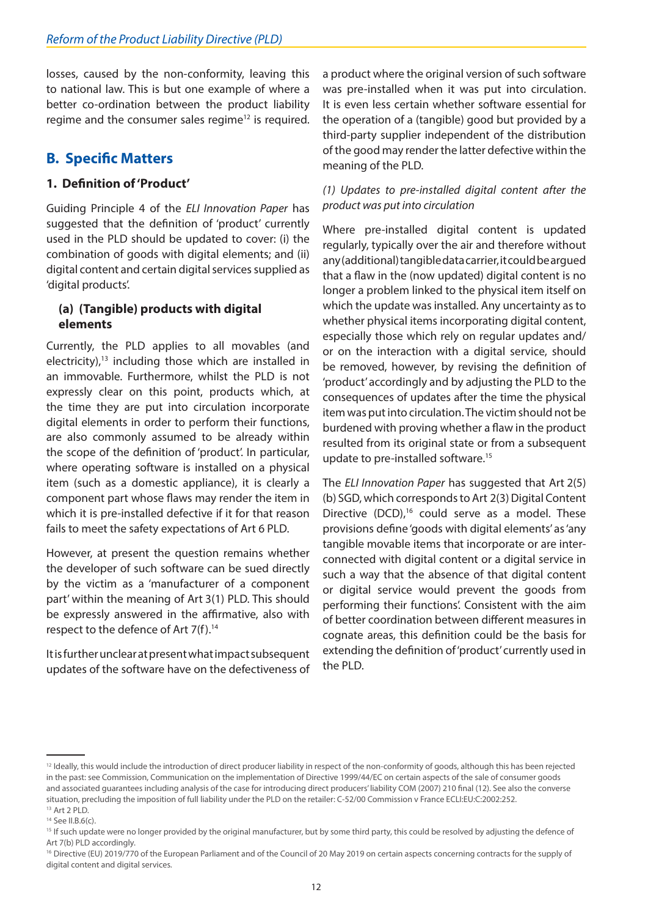losses, caused by the non-conformity, leaving this to national law. This is but one example of where a better co-ordination between the product liability regime and the consumer sales regime[12] is required.

## B. Specific Matters

### 1. Definition of 'Product'

Guiding Principle 4 of the *ELI Innovation Paper* has suggested that the definition of 'product' currently used in the PLD should be updated to cover: (i) the combination of goods with digital elements; and (ii) digital content and certain digital services supplied as 'digital products'.

#### (a) (Tangible) products with digital elements

Currently, the PLD applies to all movables (and electricity),[13] including those which are installed in an immovable. Furthermore, whilst the PLD is not expressly clear on this point, products which, at the time they are put into circulation incorporate digital elements in order to perform their functions, are also commonly assumed to be already within the scope of the definition of 'product'. In particular, where operating software is installed on a physical item (such as a domestic appliance), it is clearly a component part whose flaws may render the item in which it is pre-installed defective if it for that reason fails to meet the safety expectations of Art 6 PLD.

However, at present the question remains whether the developer of such software can be sued directly by the victim as a 'manufacturer of a component part' within the meaning of Art 3(1) PLD. This should be expressly answered in the affirmative, also with respect to the defence of Art 7(f).[14]

It is further unclear at present what impact subsequent updates of the software have on the defectiveness of a product where the original version of such software was pre-installed when it was put into circulation. It is even less certain whether software essential for the operation of a (tangible) good but provided by a third-party supplier independent of the distribution of the good may render the latter defective within the meaning of the PLD.

*(1) Updates to pre-installed digital content after the product was put into circulation*

Where pre-installed digital content is updated regularly, typically over the air and therefore without any (additional) tangible data carrier, it could be argued that a flaw in the (now updated) digital content is no longer a problem linked to the physical item itself on which the update was installed. Any uncertainty as to whether physical items incorporating digital content, especially those which rely on regular updates and/or on the interaction with a digital service, should be removed, however, by revising the definition of 'product' accordingly and by adjusting the PLD to the consequences of updates after the time the physical item was put into circulation. The victim should not be burdened with proving whether a flaw in the product resulted from its original state or from a subsequent update to pre-installed software.[15]

The *ELI Innovation Paper* has suggested that Art 2(5)(b) SGD, which corresponds to Art 2(3) Digital Content Directive (DCD),[16] could serve as a model. These provisions define 'goods with digital elements' as 'any tangible movable items that incorporate or are inter-connected with digital content or a digital service in such a way that the absence of that digital content or digital service would prevent the goods from performing their functions'. Consistent with the aim of better coordination between different measures in cognate areas, this definition could be the basis for extending the definition of 'product' currently used in the PLD.

---

[12] Ideally, this would include the introduction of direct producer liability in respect of the non-conformity of goods, although this has been rejected in the past: see Commission, Communication on the implementation of Directive 1999/44/EC on certain aspects of the sale of consumer goods and associated guarantees including analysis of the case for introducing direct producers' liability COM (2007) 210 final (12). See also the converse situation, precluding the imposition of full liability under the PLD on the retailer: C-52/00 Commission v France ECLI:EU:C:2002:252.

[13] Art 2 PLD.

[14] See II.B.6(c).

[15] If such update were no longer provided by the original manufacturer, but by some third party, this could be resolved by adjusting the defence of Art 7(b) PLD accordingly.

[16] Directive (EU) 2019/770 of the European Parliament and of the Council of 20 May 2019 on certain aspects concerning contracts for the supply of digital content and digital services.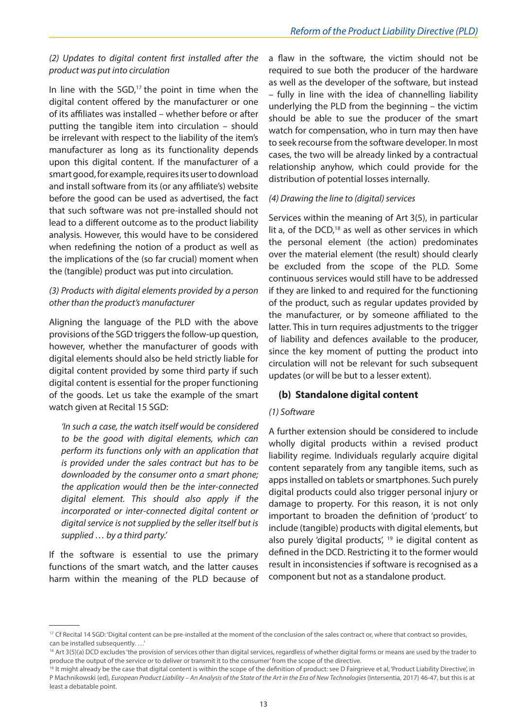*(2) Updates to digital content first installed after the product was put into circulation*

In line with the SGD,[17] the point in time when the digital content offered by the manufacturer or one of its affiliates was installed – whether before or after putting the tangible item into circulation – should be irrelevant with respect to the liability of the item's manufacturer as long as its functionality depends upon this digital content. If the manufacturer of a smart good, for example, requires its user to download and install software from its (or any affiliate's) website before the good can be used as advertised, the fact that such software was not pre-installed should not lead to a different outcome as to the product liability analysis. However, this would have to be considered when redefining the notion of a product as well as the implications of the (so far crucial) moment when the (tangible) product was put into circulation.

*(3) Products with digital elements provided by a person other than the product's manufacturer*

Aligning the language of the PLD with the above provisions of the SGD triggers the follow-up question, however, whether the manufacturer of goods with digital elements should also be held strictly liable for digital content provided by some third party if such digital content is essential for the proper functioning of the goods. Let us take the example of the smart watch given at Recital 15 SGD:

> *'In such a case, the watch itself would be considered to be the good with digital elements, which can perform its functions only with an application that is provided under the sales contract but has to be downloaded by the consumer onto a smart phone; the application would then be the inter-connected digital element. This should also apply if the incorporated or inter-connected digital content or digital service is not supplied by the seller itself but is supplied … by a third party.'*

If the software is essential to use the primary functions of the smart watch, and the latter causes harm within the meaning of the PLD because of a flaw in the software, the victim should not be required to sue both the producer of the hardware as well as the developer of the software, but instead – fully in line with the idea of channelling liability underlying the PLD from the beginning – the victim should be able to sue the producer of the smart watch for compensation, who in turn may then have to seek recourse from the software developer. In most cases, the two will be already linked by a contractual relationship anyhow, which could provide for the distribution of potential losses internally.

*(4) Drawing the line to (digital) services*

Services within the meaning of Art 3(5), in particular lit a, of the DCD,[18] as well as other services in which the personal element (the action) predominates over the material element (the result) should clearly be excluded from the scope of the PLD. Some continuous services would still have to be addressed if they are linked to and required for the functioning of the product, such as regular updates provided by the manufacturer, or by someone affiliated to the latter. This in turn requires adjustments to the trigger of liability and defences available to the producer, since the key moment of putting the product into circulation will not be relevant for such subsequent updates (or will be but to a lesser extent).

### (b) Standalone digital content

*(1) Software*

A further extension should be considered to include wholly digital products within a revised product liability regime. Individuals regularly acquire digital content separately from any tangible items, such as apps installed on tablets or smartphones. Such purely digital products could also trigger personal injury or damage to property. For this reason, it is not only important to broaden the definition of 'product' to include (tangible) products with digital elements, but also purely 'digital products', [19] ie digital content as defined in the DCD. Restricting it to the former would result in inconsistencies if software is recognised as a component but not as a standalone product.

---

[17] Cf Recital 14 SGD: 'Digital content can be pre-installed at the moment of the conclusion of the sales contract or, where that contract so provides, can be installed subsequently. …'

[18] Art 3(5)(a) DCD excludes 'the provision of services other than digital services, regardless of whether digital forms or means are used by the trader to produce the output of the service or to deliver or transmit it to the consumer' from the scope of the directive.

[19] It might already be the case that digital content is within the scope of the definition of product: see D Fairgrieve et al, 'Product Liability Directive', in P Machnikowski (ed), *European Product Liability – An Analysis of the State of the Art in the Era of New Technologies* (Intersentia, 2017) 46-47, but this is at least a debatable point.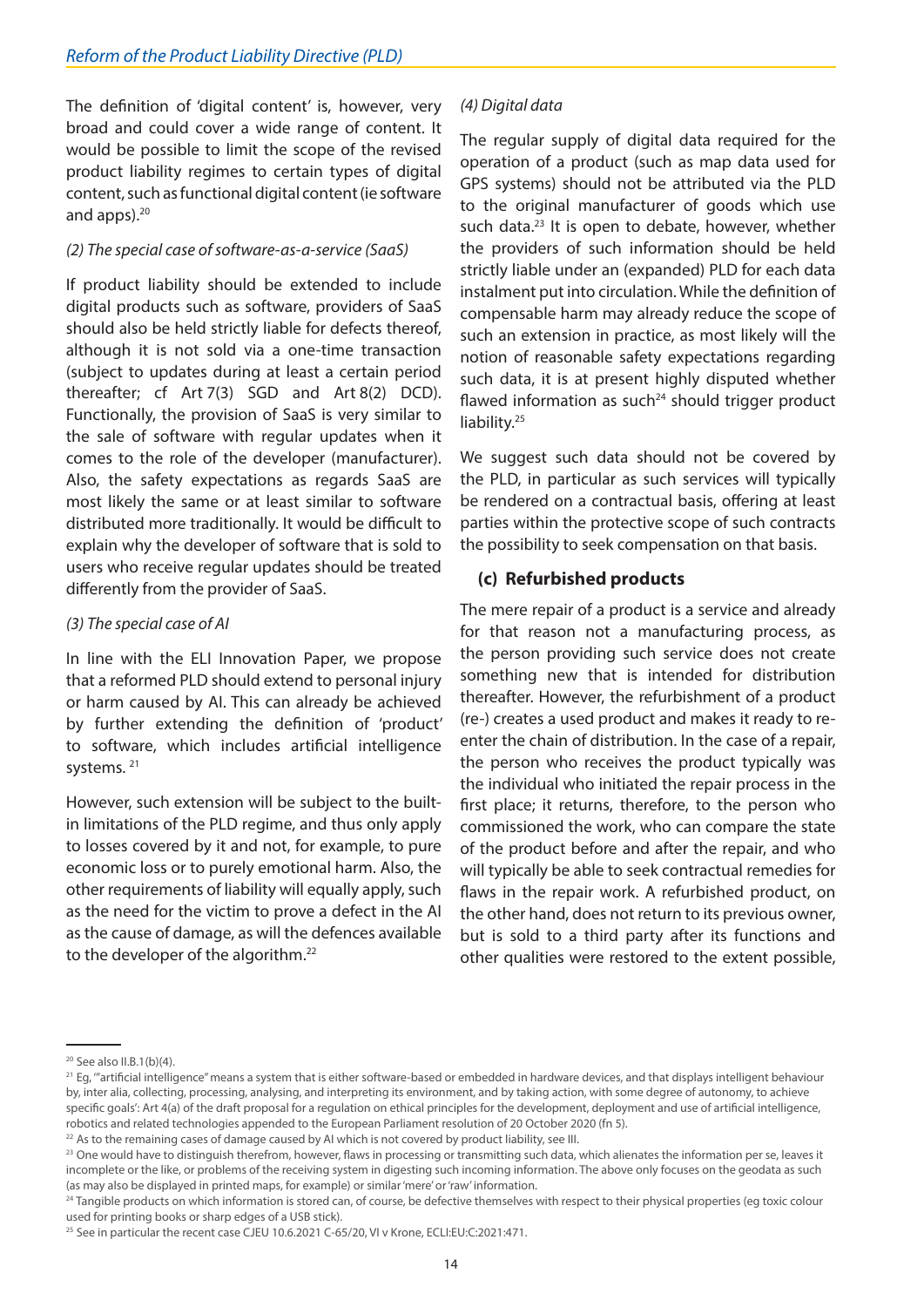The definition of 'digital content' is, however, very broad and could cover a wide range of content. It would be possible to limit the scope of the revised product liability regimes to certain types of digital content, such as functional digital content (ie software and apps).[20]

*(2) The special case of software-as-a-service (SaaS)*

If product liability should be extended to include digital products such as software, providers of SaaS should also be held strictly liable for defects thereof, although it is not sold via a one-time transaction (subject to updates during at least a certain period thereafter; cf Art 7(3) SGD and Art 8(2) DCD). Functionally, the provision of SaaS is very similar to the sale of software with regular updates when it comes to the role of the developer (manufacturer). Also, the safety expectations as regards SaaS are most likely the same or at least similar to software distributed more traditionally. It would be difficult to explain why the developer of software that is sold to users who receive regular updates should be treated differently from the provider of SaaS.

*(3) The special case of AI*

In line with the ELI Innovation Paper, we propose that a reformed PLD should extend to personal injury or harm caused by AI. This can already be achieved by further extending the definition of 'product' to software, which includes artificial intelligence systems.[21]

However, such extension will be subject to the built-in limitations of the PLD regime, and thus only apply to losses covered by it and not, for example, to pure economic loss or to purely emotional harm. Also, the other requirements of liability will equally apply, such as the need for the victim to prove a defect in the AI as the cause of damage, as will the defences available to the developer of the algorithm.[22]

*(4) Digital data*

The regular supply of digital data required for the operation of a product (such as map data used for GPS systems) should not be attributed via the PLD to the original manufacturer of goods which use such data.[23] It is open to debate, however, whether the providers of such information should be held strictly liable under an (expanded) PLD for each data instalment put into circulation. While the definition of compensable harm may already reduce the scope of such an extension in practice, as most likely will the notion of reasonable safety expectations regarding such data, it is at present highly disputed whether flawed information as such[24] should trigger product liability.[25]

We suggest such data should not be covered by the PLD, in particular as such services will typically be rendered on a contractual basis, offering at least parties within the protective scope of such contracts the possibility to seek compensation on that basis.

### (c) Refurbished products

The mere repair of a product is a service and already for that reason not a manufacturing process, as the person providing such service does not create something new that is intended for distribution thereafter. However, the refurbishment of a product (re-) creates a used product and makes it ready to re-enter the chain of distribution. In the case of a repair, the person who receives the product typically was the individual who initiated the repair process in the first place; it returns, therefore, to the person who commissioned the work, who can compare the state of the product before and after the repair, and who will typically be able to seek contractual remedies for flaws in the repair work. A refurbished product, on the other hand, does not return to its previous owner, but is sold to a third party after its functions and other qualities were restored to the extent possible,

---

[20] See also II.B.1(b)(4).

[21] Eg, '"artificial intelligence" means a system that is either software-based or embedded in hardware devices, and that displays intelligent behaviour by, inter alia, collecting, processing, analysing, and interpreting its environment, and by taking action, with some degree of autonomy, to achieve specific goals': Art 4(a) of the draft proposal for a regulation on ethical principles for the development, deployment and use of artificial intelligence, robotics and related technologies appended to the European Parliament resolution of 20 October 2020 (fn 5).

[22] As to the remaining cases of damage caused by AI which is not covered by product liability, see III.

[23] One would have to distinguish therefrom, however, flaws in processing or transmitting such data, which alienates the information per se, leaves it incomplete or the like, or problems of the receiving system in digesting such incoming information. The above only focuses on the geodata as such (as may also be displayed in printed maps, for example) or similar 'mere' or 'raw' information.

[24] Tangible products on which information is stored can, of course, be defective themselves with respect to their physical properties (eg toxic colour used for printing books or sharp edges of a USB stick).

[25] See in particular the recent case CJEU 10.6.2021 C-65/20, VI v Krone, ECLI:EU:C:2021:471.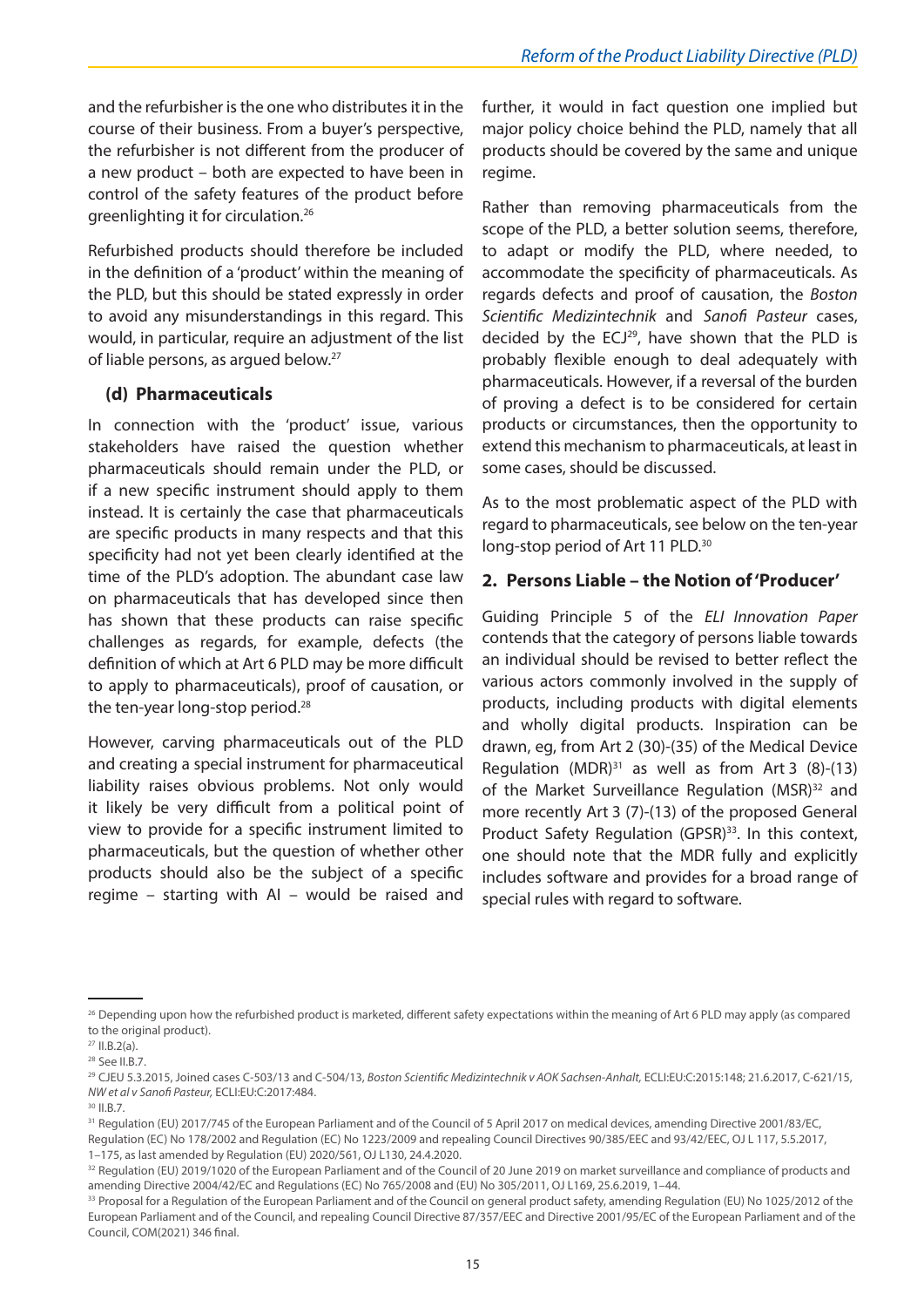and the refurbisher is the one who distributes it in the course of their business. From a buyer's perspective, the refurbisher is not different from the producer of a new product – both are expected to have been in control of the safety features of the product before greenlighting it for circulation.[26]

Refurbished products should therefore be included in the definition of a 'product' within the meaning of the PLD, but this should be stated expressly in order to avoid any misunderstandings in this regard. This would, in particular, require an adjustment of the list of liable persons, as argued below.[27]

### (d) Pharmaceuticals

In connection with the 'product' issue, various stakeholders have raised the question whether pharmaceuticals should remain under the PLD, or if a new specific instrument should apply to them instead. It is certainly the case that pharmaceuticals are specific products in many respects and that this specificity had not yet been clearly identified at the time of the PLD's adoption. The abundant case law on pharmaceuticals that has developed since then has shown that these products can raise specific challenges as regards, for example, defects (the definition of which at Art 6 PLD may be more difficult to apply to pharmaceuticals), proof of causation, or the ten-year long-stop period.[28]

However, carving pharmaceuticals out of the PLD and creating a special instrument for pharmaceutical liability raises obvious problems. Not only would it likely be very difficult from a political point of view to provide for a specific instrument limited to pharmaceuticals, but the question of whether other products should also be the subject of a specific regime – starting with AI – would be raised and further, it would in fact question one implied but major policy choice behind the PLD, namely that all products should be covered by the same and unique regime.

Rather than removing pharmaceuticals from the scope of the PLD, a better solution seems, therefore, to adapt or modify the PLD, where needed, to accommodate the specificity of pharmaceuticals. As regards defects and proof of causation, the *Boston Scientific Medizintechnik* and *Sanofi Pasteur* cases, decided by the ECJ[29], have shown that the PLD is probably flexible enough to deal adequately with pharmaceuticals. However, if a reversal of the burden of proving a defect is to be considered for certain products or circumstances, then the opportunity to extend this mechanism to pharmaceuticals, at least in some cases, should be discussed.

As to the most problematic aspect of the PLD with regard to pharmaceuticals, see below on the ten-year long-stop period of Art 11 PLD.[30]

## 2. Persons Liable – the Notion of 'Producer'

Guiding Principle 5 of the *ELI Innovation Paper* contends that the category of persons liable towards an individual should be revised to better reflect the various actors commonly involved in the supply of products, including products with digital elements and wholly digital products. Inspiration can be drawn, eg, from Art 2 (30)-(35) of the Medical Device Regulation (MDR)[31] as well as from Art 3 (8)-(13) of the Market Surveillance Regulation (MSR)[32] and more recently Art 3 (7)-(13) of the proposed General Product Safety Regulation (GPSR)[33]. In this context, one should note that the MDR fully and explicitly includes software and provides for a broad range of special rules with regard to software.

---

[26] Depending upon how the refurbished product is marketed, different safety expectations within the meaning of Art 6 PLD may apply (as compared to the original product).

[27] II.B.2(a).

[28] See II.B.7.

[29] CJEU 5.3.2015, Joined cases C-503/13 and C-504/13, *Boston Scientific Medizintechnik v AOK Sachsen-Anhalt,* ECLI:EU:C:2015:148; 21.6.2017, C-621/15, *NW et al v Sanofi Pasteur,* ECLI:EU:C:2017:484.

[30] II.B.7.

[31] Regulation (EU) 2017/745 of the European Parliament and of the Council of 5 April 2017 on medical devices, amending Directive 2001/83/EC, Regulation (EC) No 178/2002 and Regulation (EC) No 1223/2009 and repealing Council Directives 90/385/EEC and 93/42/EEC, OJ L 117, 5.5.2017, 1–175, as last amended by Regulation (EU) 2020/561, OJ L130, 24.4.2020.

[32] Regulation (EU) 2019/1020 of the European Parliament and of the Council of 20 June 2019 on market surveillance and compliance of products and amending Directive 2004/42/EC and Regulations (EC) No 765/2008 and (EU) No 305/2011, OJ L169, 25.6.2019, 1–44.

[33] Proposal for a Regulation of the European Parliament and of the Council on general product safety, amending Regulation (EU) No 1025/2012 of the European Parliament and of the Council, and repealing Council Directive 87/357/EEC and Directive 2001/95/EC of the European Parliament and of the Council, COM(2021) 346 final.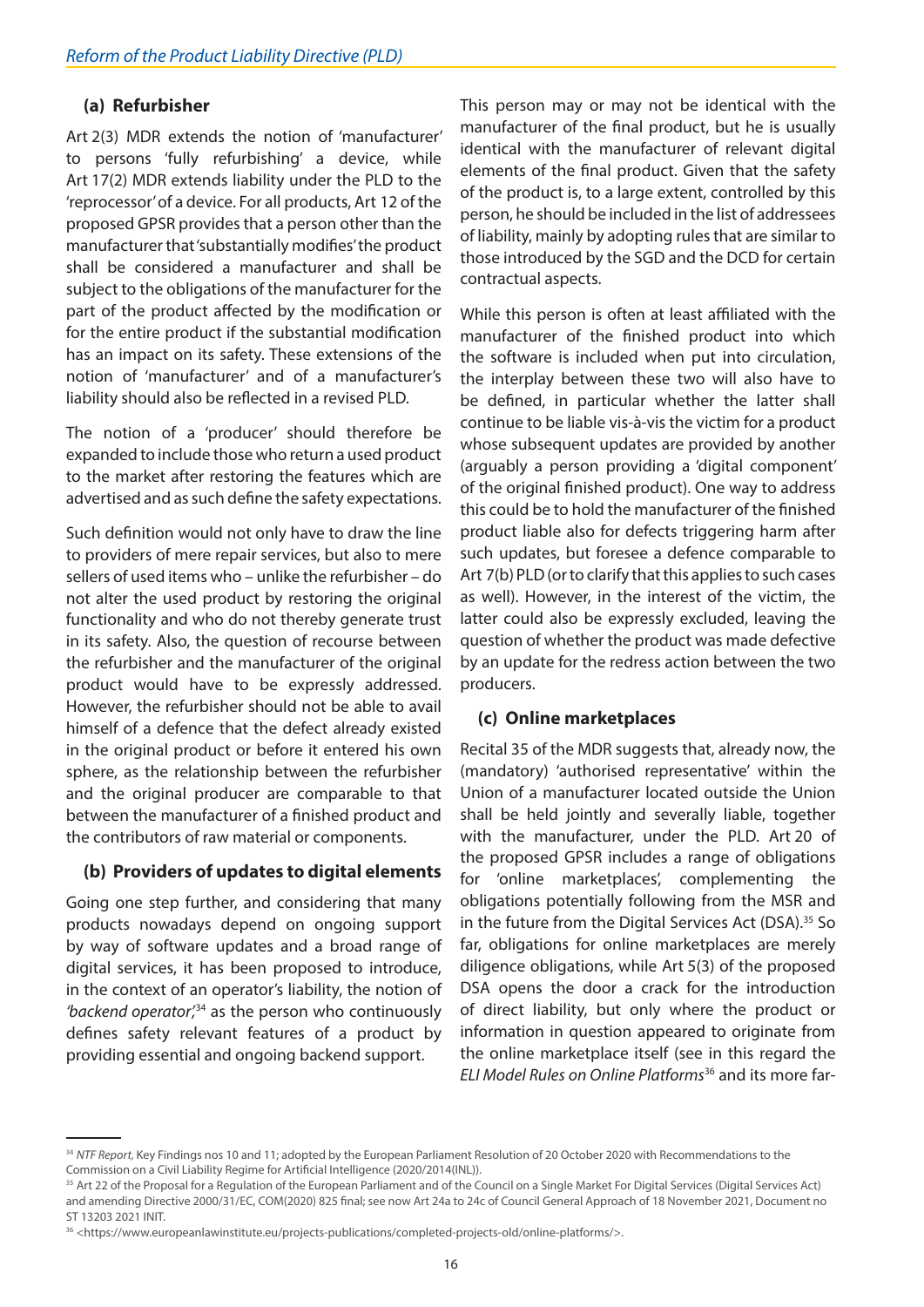### (a) Refurbisher

Art 2(3) MDR extends the notion of 'manufacturer' to persons 'fully refurbishing' a device, while Art 17(2) MDR extends liability under the PLD to the 'reprocessor' of a device. For all products, Art 12 of the proposed GPSR provides that a person other than the manufacturer that 'substantially modifies' the product shall be considered a manufacturer and shall be subject to the obligations of the manufacturer for the part of the product affected by the modification or for the entire product if the substantial modification has an impact on its safety. These extensions of the notion of 'manufacturer' and of a manufacturer's liability should also be reflected in a revised PLD.

The notion of a 'producer' should therefore be expanded to include those who return a used product to the market after restoring the features which are advertised and as such define the safety expectations.

Such definition would not only have to draw the line to providers of mere repair services, but also to mere sellers of used items who – unlike the refurbisher – do not alter the used product by restoring the original functionality and who do not thereby generate trust in its safety. Also, the question of recourse between the refurbisher and the manufacturer of the original product would have to be expressly addressed. However, the refurbisher should not be able to avail himself of a defence that the defect already existed in the original product or before it entered his own sphere, as the relationship between the refurbisher and the original producer are comparable to that between the manufacturer of a finished product and the contributors of raw material or components.

### (b) Providers of updates to digital elements

Going one step further, and considering that many products nowadays depend on ongoing support by way of software updates and a broad range of digital services, it has been proposed to introduce, in the context of an operator's liability, the notion of *'backend operator',*[34] as the person who continuously defines safety relevant features of a product by providing essential and ongoing backend support.

This person may or may not be identical with the manufacturer of the final product, but he is usually identical with the manufacturer of relevant digital elements of the final product. Given that the safety of the product is, to a large extent, controlled by this person, he should be included in the list of addressees of liability, mainly by adopting rules that are similar to those introduced by the SGD and the DCD for certain contractual aspects.

While this person is often at least affiliated with the manufacturer of the finished product into which the software is included when put into circulation, the interplay between these two will also have to be defined, in particular whether the latter shall continue to be liable vis-à-vis the victim for a product whose subsequent updates are provided by another (arguably a person providing a 'digital component' of the original finished product). One way to address this could be to hold the manufacturer of the finished product liable also for defects triggering harm after such updates, but foresee a defence comparable to Art 7(b) PLD (or to clarify that this applies to such cases as well). However, in the interest of the victim, the latter could also be expressly excluded, leaving the question of whether the product was made defective by an update for the redress action between the two producers.

### (c) Online marketplaces

Recital 35 of the MDR suggests that, already now, the (mandatory) 'authorised representative' within the Union of a manufacturer located outside the Union shall be held jointly and severally liable, together with the manufacturer, under the PLD. Art 20 of the proposed GPSR includes a range of obligations for 'online marketplaces', complementing the obligations potentially following from the MSR and in the future from the Digital Services Act (DSA).[35] So far, obligations for online marketplaces are merely diligence obligations, while Art 5(3) of the proposed DSA opens the door a crack for the introduction of direct liability, but only where the product or information in question appeared to originate from the online marketplace itself (see in this regard the *ELI Model Rules on Online Platforms*[36] and its more far-

---

[34] *NTF Report,* Key Findings nos 10 and 11; adopted by the European Parliament Resolution of 20 October 2020 with Recommendations to the Commission on a Civil Liability Regime for Artificial Intelligence (2020/2014(INL)).

[35] Art 22 of the Proposal for a Regulation of the European Parliament and of the Council on a Single Market For Digital Services (Digital Services Act) and amending Directive 2000/31/EC, COM(2020) 825 final; see now Art 24a to 24c of Council General Approach of 18 November 2021, Document no ST 13203 2021 INIT.

[36] <https://www.europeanlawinstitute.eu/projects-publications/completed-projects-old/online-platforms/>.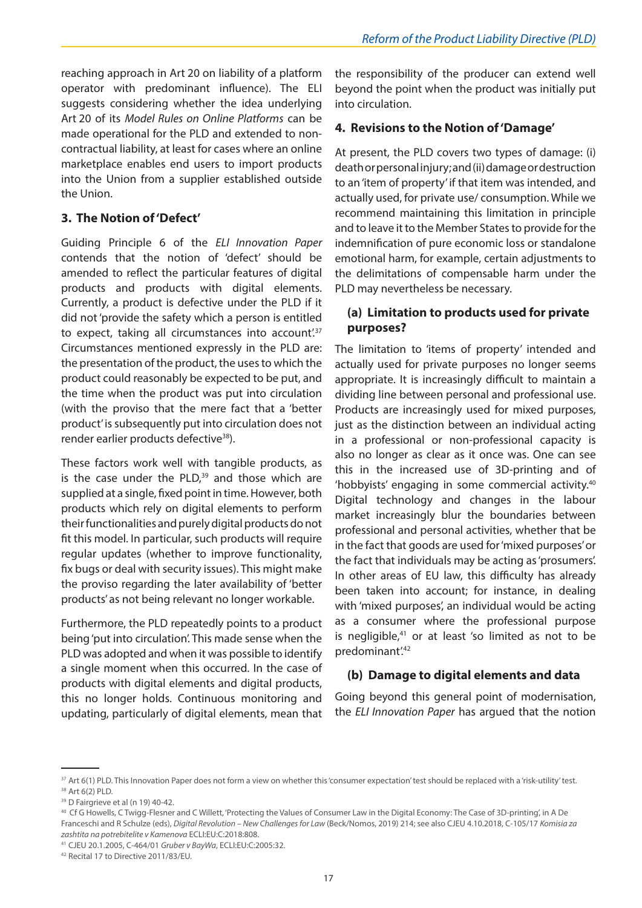reaching approach in Art 20 on liability of a platform operator with predominant influence). The ELI suggests considering whether the idea underlying Art 20 of its *Model Rules on Online Platforms* can be made operational for the PLD and extended to non-contractual liability, at least for cases where an online marketplace enables end users to import products into the Union from a supplier established outside the Union.

## 3. The Notion of 'Defect'

Guiding Principle 6 of the *ELI Innovation Paper* contends that the notion of 'defect' should be amended to reflect the particular features of digital products and products with digital elements. Currently, a product is defective under the PLD if it did not 'provide the safety which a person is entitled to expect, taking all circumstances into account'.[37] Circumstances mentioned expressly in the PLD are: the presentation of the product, the uses to which the product could reasonably be expected to be put, and the time when the product was put into circulation (with the proviso that the mere fact that a 'better product' is subsequently put into circulation does not render earlier products defective[38]).

These factors work well with tangible products, as is the case under the PLD,[39] and those which are supplied at a single, fixed point in time. However, both products which rely on digital elements to perform their functionalities and purely digital products do not fit this model. In particular, such products will require regular updates (whether to improve functionality, fix bugs or deal with security issues). This might make the proviso regarding the later availability of 'better products' as not being relevant no longer workable.

Furthermore, the PLD repeatedly points to a product being 'put into circulation'. This made sense when the PLD was adopted and when it was possible to identify a single moment when this occurred. In the case of products with digital elements and digital products, this no longer holds. Continuous monitoring and updating, particularly of digital elements, mean that the responsibility of the producer can extend well beyond the point when the product was initially put into circulation.

## 4. Revisions to the Notion of 'Damage'

At present, the PLD covers two types of damage: (i) death or personal injury; and (ii) damage or destruction to an 'item of property' if that item was intended, and actually used, for private use/ consumption. While we recommend maintaining this limitation in principle and to leave it to the Member States to provide for the indemnification of pure economic loss or standalone emotional harm, for example, certain adjustments to the delimitations of compensable harm under the PLD may nevertheless be necessary.

### (a) Limitation to products used for private purposes?

The limitation to 'items of property' intended and actually used for private purposes no longer seems appropriate. It is increasingly difficult to maintain a dividing line between personal and professional use. Products are increasingly used for mixed purposes, just as the distinction between an individual acting in a professional or non-professional capacity is also no longer as clear as it once was. One can see this in the increased use of 3D-printing and of 'hobbyists' engaging in some commercial activity.[40] Digital technology and changes in the labour market increasingly blur the boundaries between professional and personal activities, whether that be in the fact that goods are used for 'mixed purposes' or the fact that individuals may be acting as 'prosumers'. In other areas of EU law, this difficulty has already been taken into account; for instance, in dealing with 'mixed purposes', an individual would be acting as a consumer where the professional purpose is negligible,[41] or at least 'so limited as not to be predominant'.[42]

### (b) Damage to digital elements and data

Going beyond this general point of modernisation, the *ELI Innovation Paper* has argued that the notion

---

[37] Art 6(1) PLD. This Innovation Paper does not form a view on whether this 'consumer expectation' test should be replaced with a 'risk-utility' test.

[38] Art 6(2) PLD.

[39] D Fairgrieve et al (n 19) 40-42.

[40] Cf G Howells, C Twigg-Flesner and C Willett, 'Protecting the Values of Consumer Law in the Digital Economy: The Case of 3D-printing', in A De Franceschi and R Schulze (eds), *Digital Revolution – New Challenges for Law* (Beck/Nomos, 2019) 214; see also CJEU 4.10.2018, C-105/17 *Komisia za zashtita na potrebitelite v Kamenova* ECLI:EU:C:2018:808.

[41] CJEU 20.1.2005, C-464/01 *Gruber v BayWa*, ECLI:EU:C:2005:32.

[42] Recital 17 to Directive 2011/83/EU.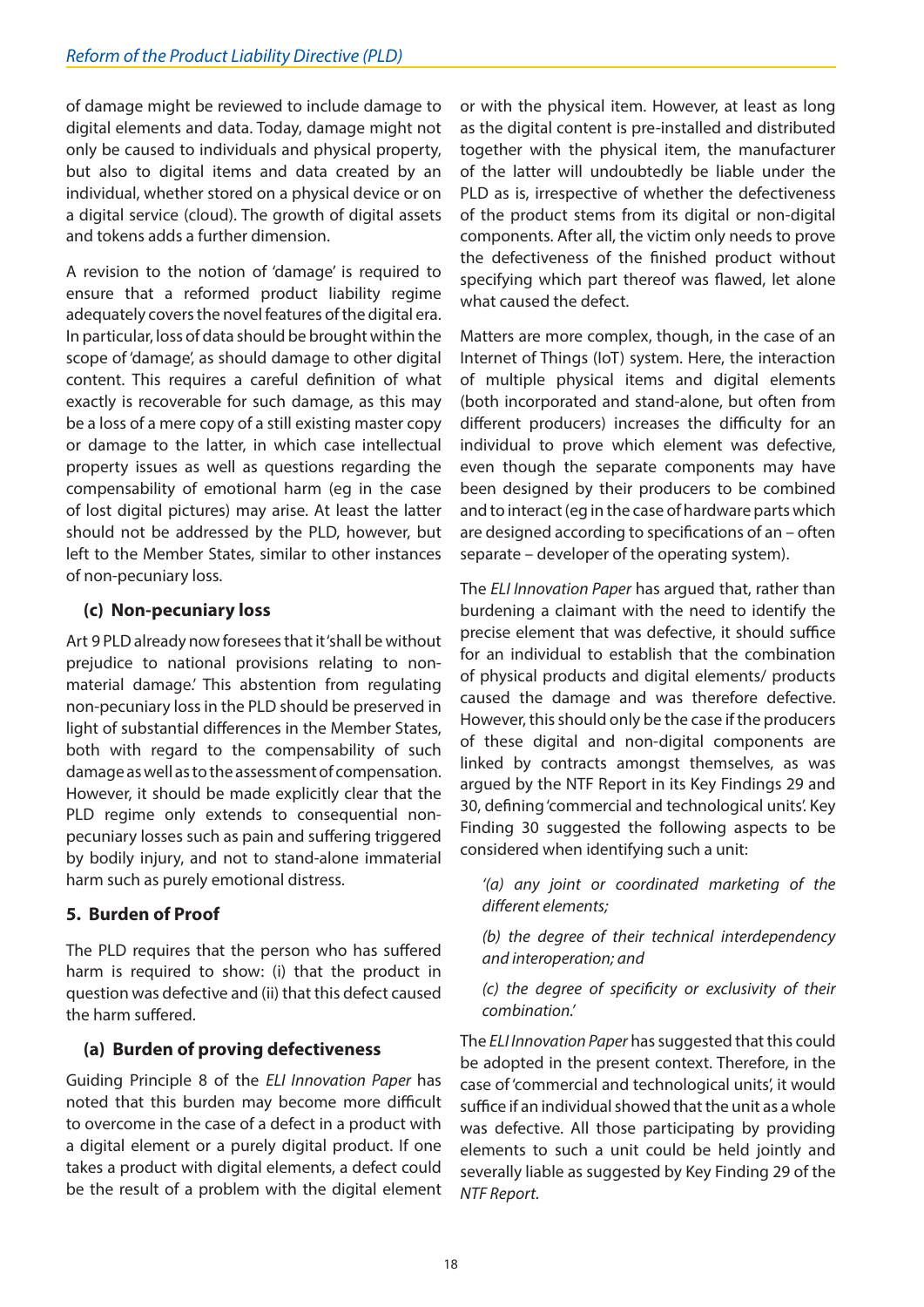of damage might be reviewed to include damage to digital elements and data. Today, damage might not only be caused to individuals and physical property, but also to digital items and data created by an individual, whether stored on a physical device or on a digital service (cloud). The growth of digital assets and tokens adds a further dimension.

A revision to the notion of 'damage' is required to ensure that a reformed product liability regime adequately covers the novel features of the digital era. In particular, loss of data should be brought within the scope of 'damage', as should damage to other digital content. This requires a careful definition of what exactly is recoverable for such damage, as this may be a loss of a mere copy of a still existing master copy or damage to the latter, in which case intellectual property issues as well as questions regarding the compensability of emotional harm (eg in the case of lost digital pictures) may arise. At least the latter should not be addressed by the PLD, however, but left to the Member States, similar to other instances of non-pecuniary loss.

### (c) Non-pecuniary loss

Art 9 PLD already now foresees that it 'shall be without prejudice to national provisions relating to non-material damage.' This abstention from regulating non-pecuniary loss in the PLD should be preserved in light of substantial differences in the Member States, both with regard to the compensability of such damage as well as to the assessment of compensation. However, it should be made explicitly clear that the PLD regime only extends to consequential non-pecuniary losses such as pain and suffering triggered by bodily injury, and not to stand-alone immaterial harm such as purely emotional distress.

## 5. Burden of Proof

The PLD requires that the person who has suffered harm is required to show: (i) that the product in question was defective and (ii) that this defect caused the harm suffered.

### (a) Burden of proving defectiveness

Guiding Principle 8 of the *ELI Innovation Paper* has noted that this burden may become more difficult to overcome in the case of a defect in a product with a digital element or a purely digital product. If one takes a product with digital elements, a defect could be the result of a problem with the digital element or with the physical item. However, at least as long as the digital content is pre-installed and distributed together with the physical item, the manufacturer of the latter will undoubtedly be liable under the PLD as is, irrespective of whether the defectiveness of the product stems from its digital or non-digital components. After all, the victim only needs to prove the defectiveness of the finished product without specifying which part thereof was flawed, let alone what caused the defect.

Matters are more complex, though, in the case of an Internet of Things (IoT) system. Here, the interaction of multiple physical items and digital elements (both incorporated and stand-alone, but often from different producers) increases the difficulty for an individual to prove which element was defective, even though the separate components may have been designed by their producers to be combined and to interact (eg in the case of hardware parts which are designed according to specifications of an – often separate – developer of the operating system).

The *ELI Innovation Paper* has argued that, rather than burdening a claimant with the need to identify the precise element that was defective, it should suffice for an individual to establish that the combination of physical products and digital elements/ products caused the damage and was therefore defective. However, this should only be the case if the producers of these digital and non-digital components are linked by contracts amongst themselves, as was argued by the NTF Report in its Key Findings 29 and 30, defining 'commercial and technological units'. Key Finding 30 suggested the following aspects to be considered when identifying such a unit:

> *'(a) any joint or coordinated marketing of the different elements;*
>
> *(b) the degree of their technical interdependency and interoperation; and*
>
> *(c) the degree of specificity or exclusivity of their combination.'*

The *ELI Innovation Paper* has suggested that this could be adopted in the present context. Therefore, in the case of 'commercial and technological units', it would suffice if an individual showed that the unit as a whole was defective. All those participating by providing elements to such a unit could be held jointly and severally liable as suggested by Key Finding 29 of the *NTF Report*.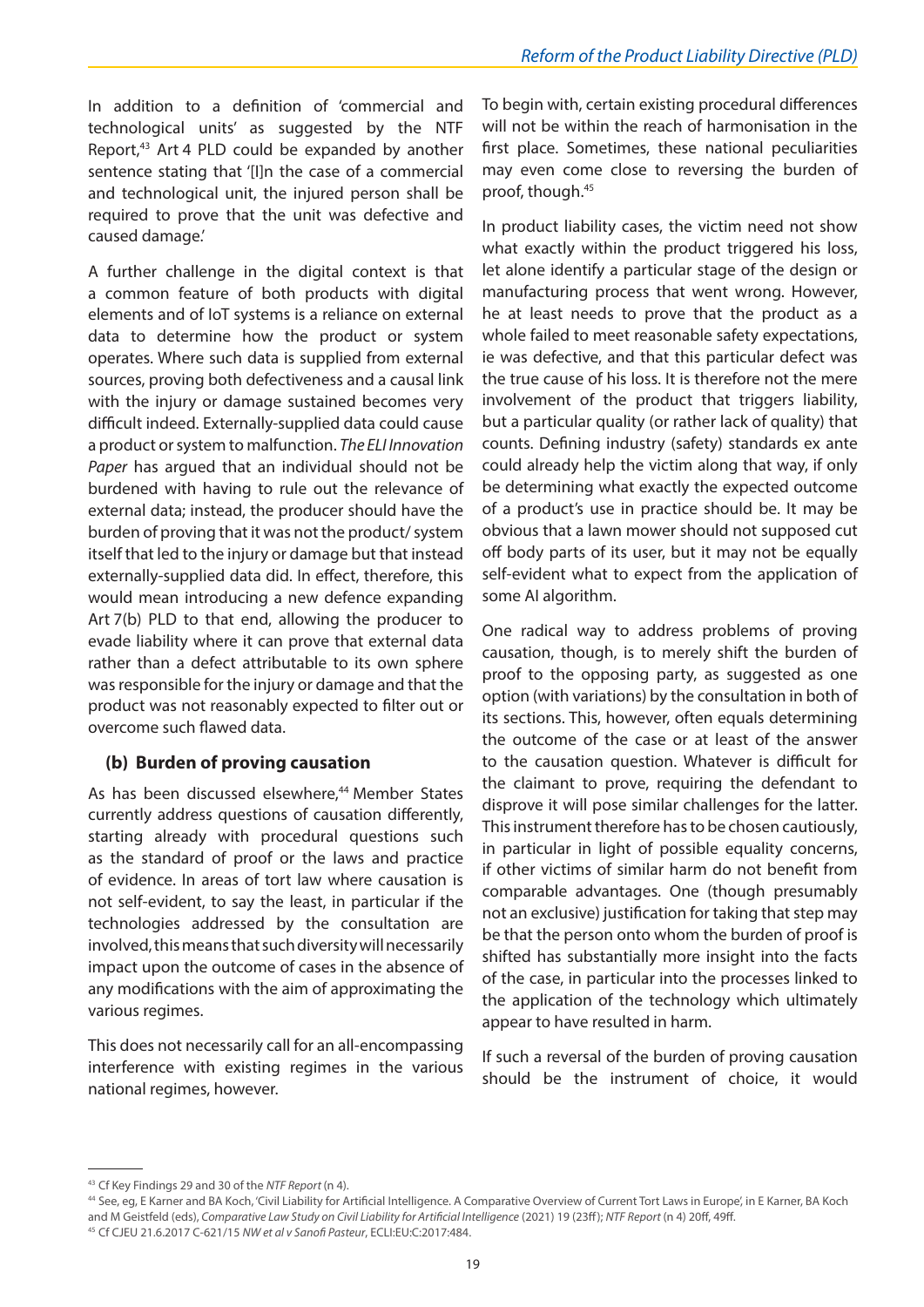In addition to a definition of 'commercial and technological units' as suggested by the NTF Report,[43] Art 4 PLD could be expanded by another sentence stating that '[I]n the case of a commercial and technological unit, the injured person shall be required to prove that the unit was defective and caused damage.'

A further challenge in the digital context is that a common feature of both products with digital elements and of IoT systems is a reliance on external data to determine how the product or system operates. Where such data is supplied from external sources, proving both defectiveness and a causal link with the injury or damage sustained becomes very difficult indeed. Externally-supplied data could cause a product or system to malfunction. *The ELI Innovation Paper* has argued that an individual should not be burdened with having to rule out the relevance of external data; instead, the producer should have the burden of proving that it was not the product/ system itself that led to the injury or damage but that instead externally-supplied data did. In effect, therefore, this would mean introducing a new defence expanding Art 7(b) PLD to that end, allowing the producer to evade liability where it can prove that external data rather than a defect attributable to its own sphere was responsible for the injury or damage and that the product was not reasonably expected to filter out or overcome such flawed data.

### (b) Burden of proving causation

As has been discussed elsewhere,[44] Member States currently address questions of causation differently, starting already with procedural questions such as the standard of proof or the laws and practice of evidence. In areas of tort law where causation is not self-evident, to say the least, in particular if the technologies addressed by the consultation are involved, this means that such diversity will necessarily impact upon the outcome of cases in the absence of any modifications with the aim of approximating the various regimes.

This does not necessarily call for an all-encompassing interference with existing regimes in the various national regimes, however.

To begin with, certain existing procedural differences will not be within the reach of harmonisation in the first place. Sometimes, these national peculiarities may even come close to reversing the burden of proof, though.[45]

In product liability cases, the victim need not show what exactly within the product triggered his loss, let alone identify a particular stage of the design or manufacturing process that went wrong. However, he at least needs to prove that the product as a whole failed to meet reasonable safety expectations, ie was defective, and that this particular defect was the true cause of his loss. It is therefore not the mere involvement of the product that triggers liability, but a particular quality (or rather lack of quality) that counts. Defining industry (safety) standards ex ante could already help the victim along that way, if only be determining what exactly the expected outcome of a product's use in practice should be. It may be obvious that a lawn mower should not supposed cut off body parts of its user, but it may not be equally self-evident what to expect from the application of some AI algorithm.

One radical way to address problems of proving causation, though, is to merely shift the burden of proof to the opposing party, as suggested as one option (with variations) by the consultation in both of its sections. This, however, often equals determining the outcome of the case or at least of the answer to the causation question. Whatever is difficult for the claimant to prove, requiring the defendant to disprove it will pose similar challenges for the latter. This instrument therefore has to be chosen cautiously, in particular in light of possible equality concerns, if other victims of similar harm do not benefit from comparable advantages. One (though presumably not an exclusive) justification for taking that step may be that the person onto whom the burden of proof is shifted has substantially more insight into the facts of the case, in particular into the processes linked to the application of the technology which ultimately appear to have resulted in harm.

If such a reversal of the burden of proving causation should be the instrument of choice, it would

---

[43] Cf Key Findings 29 and 30 of the *NTF Report* (n 4).

[44] See, eg, E Karner and BA Koch, 'Civil Liability for Artificial Intelligence. A Comparative Overview of Current Tort Laws in Europe', in E Karner, BA Koch and M Geistfeld (eds), *Comparative Law Study on Civil Liability for Artificial Intelligence* (2021) 19 (23ff); *NTF Report* (n 4) 20ff, 49ff.

[45] Cf CJEU 21.6.2017 C-621/15 *NW et al v Sanofi Pasteur*, ECLI:EU:C:2017:484.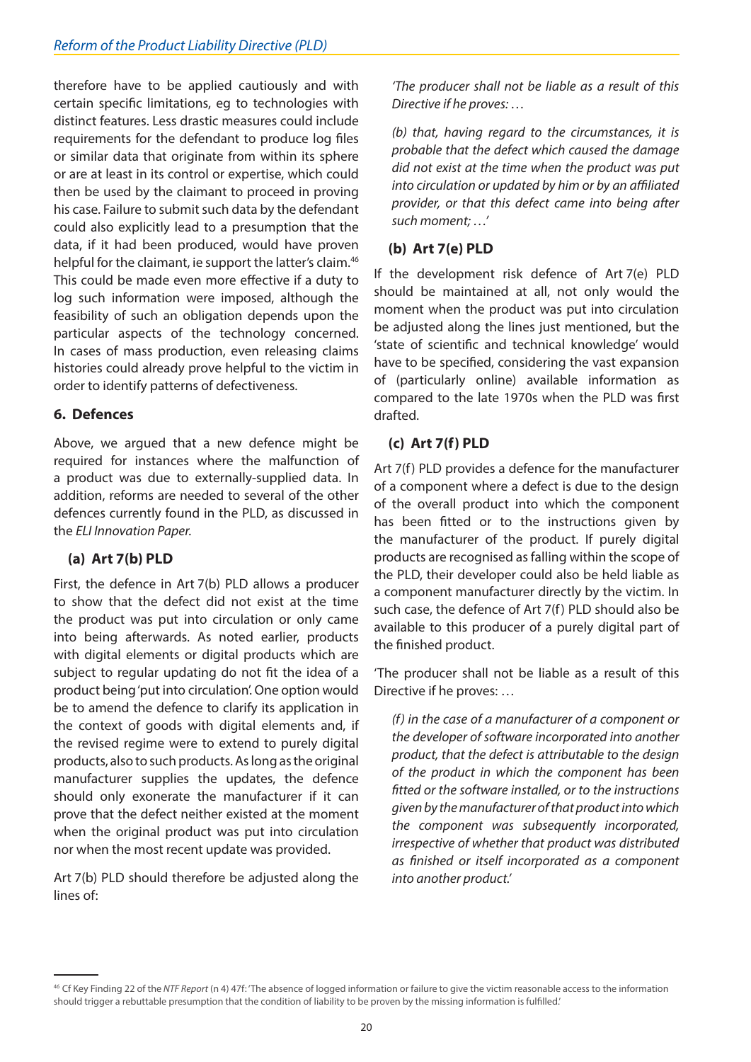therefore have to be applied cautiously and with certain specific limitations, eg to technologies with distinct features. Less drastic measures could include requirements for the defendant to produce log files or similar data that originate from within its sphere or are at least in its control or expertise, which could then be used by the claimant to proceed in proving his case. Failure to submit such data by the defendant could also explicitly lead to a presumption that the data, if it had been produced, would have proven helpful for the claimant, ie support the latter's claim.[46] This could be made even more effective if a duty to log such information were imposed, although the feasibility of such an obligation depends upon the particular aspects of the technology concerned. In cases of mass production, even releasing claims histories could already prove helpful to the victim in order to identify patterns of defectiveness.

### 6. Defences

Above, we argued that a new defence might be required for instances where the malfunction of a product was due to externally-supplied data. In addition, reforms are needed to several of the other defences currently found in the PLD, as discussed in the *ELI Innovation Paper.*

#### (a) Art 7(b) PLD

First, the defence in Art 7(b) PLD allows a producer to show that the defect did not exist at the time the product was put into circulation or only came into being afterwards. As noted earlier, products with digital elements or digital products which are subject to regular updating do not fit the idea of a product being 'put into circulation'. One option would be to amend the defence to clarify its application in the context of goods with digital elements and, if the revised regime were to extend to purely digital products, also to such products. As long as the original manufacturer supplies the updates, the defence should only exonerate the manufacturer if it can prove that the defect neither existed at the moment when the original product was put into circulation nor when the most recent update was provided.

Art 7(b) PLD should therefore be adjusted along the lines of:

> *'The producer shall not be liable as a result of this Directive if he proves: …*
>
> *(b) that, having regard to the circumstances, it is probable that the defect which caused the damage did not exist at the time when the product was put into circulation or updated by him or by an affiliated provider, or that this defect came into being after such moment; …'*

#### (b) Art 7(e) PLD

If the development risk defence of Art 7(e) PLD should be maintained at all, not only would the moment when the product was put into circulation be adjusted along the lines just mentioned, but the 'state of scientific and technical knowledge' would have to be specified, considering the vast expansion of (particularly online) available information as compared to the late 1970s when the PLD was first drafted.

#### (c) Art 7(f) PLD

Art 7(f) PLD provides a defence for the manufacturer of a component where a defect is due to the design of the overall product into which the component has been fitted or to the instructions given by the manufacturer of the product. If purely digital products are recognised as falling within the scope of the PLD, their developer could also be held liable as a component manufacturer directly by the victim. In such case, the defence of Art 7(f) PLD should also be available to this producer of a purely digital part of the finished product.

'The producer shall not be liable as a result of this Directive if he proves: …

> *(f) in the case of a manufacturer of a component or the developer of software incorporated into another product, that the defect is attributable to the design of the product in which the component has been fitted or the software installed, or to the instructions given by the manufacturer of that product into which the component was subsequently incorporated, irrespective of whether that product was distributed as finished or itself incorporated as a component into another product.'*

---

[46] Cf Key Finding 22 of the *NTF Report* (n 4) 47f: 'The absence of logged information or failure to give the victim reasonable access to the information should trigger a rebuttable presumption that the condition of liability to be proven by the missing information is fulfilled.'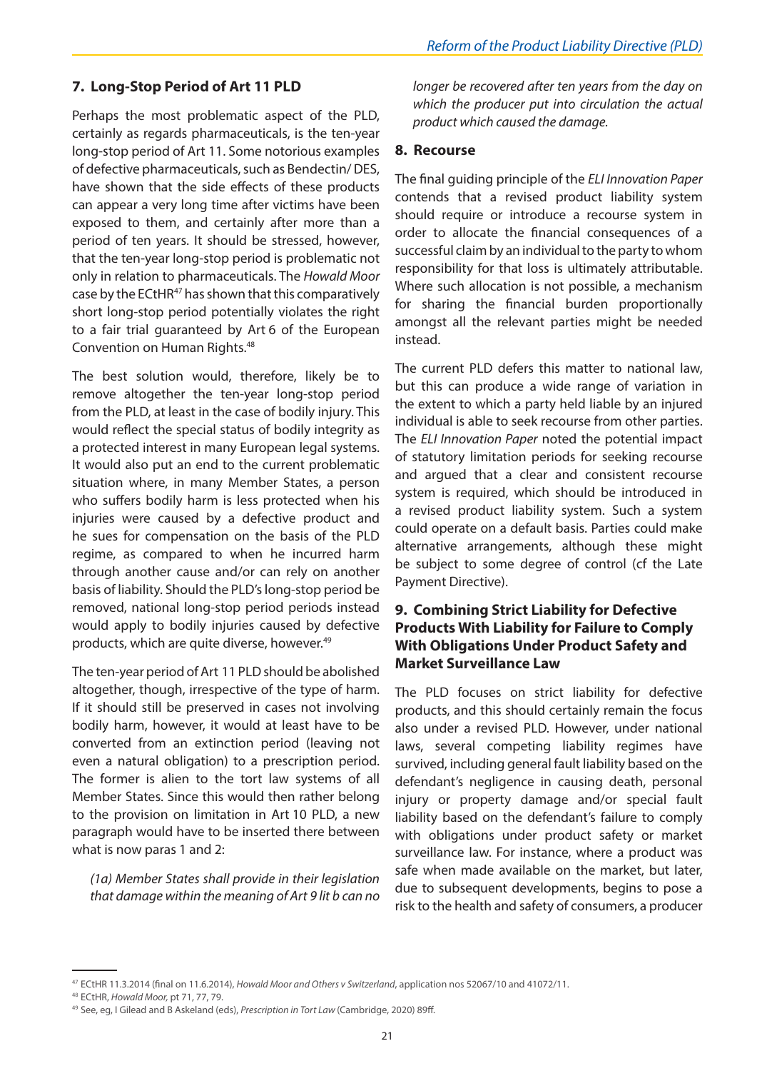## 7. Long-Stop Period of Art 11 PLD

Perhaps the most problematic aspect of the PLD, certainly as regards pharmaceuticals, is the ten-year long-stop period of Art 11. Some notorious examples of defective pharmaceuticals, such as Bendectin/ DES, have shown that the side effects of these products can appear a very long time after victims have been exposed to them, and certainly after more than a period of ten years. It should be stressed, however, that the ten-year long-stop period is problematic not only in relation to pharmaceuticals. The *Howald Moor* case by the ECtHR[47] has shown that this comparatively short long-stop period potentially violates the right to a fair trial guaranteed by Art 6 of the European Convention on Human Rights.[48]

The best solution would, therefore, likely be to remove altogether the ten-year long-stop period from the PLD, at least in the case of bodily injury. This would reflect the special status of bodily integrity as a protected interest in many European legal systems. It would also put an end to the current problematic situation where, in many Member States, a person who suffers bodily harm is less protected when his injuries were caused by a defective product and he sues for compensation on the basis of the PLD regime, as compared to when he incurred harm through another cause and/or can rely on another basis of liability. Should the PLD's long-stop period be removed, national long-stop period periods instead would apply to bodily injuries caused by defective products, which are quite diverse, however.[49]

The ten-year period of Art 11 PLD should be abolished altogether, though, irrespective of the type of harm. If it should still be preserved in cases not involving bodily harm, however, it would at least have to be converted from an extinction period (leaving not even a natural obligation) to a prescription period. The former is alien to the tort law systems of all Member States. Since this would then rather belong to the provision on limitation in Art 10 PLD, a new paragraph would have to be inserted there between what is now paras 1 and 2:

> *(1a) Member States shall provide in their legislation that damage within the meaning of Art 9 lit b can no longer be recovered after ten years from the day on which the producer put into circulation the actual product which caused the damage.*

## 8. Recourse

The final guiding principle of the *ELI Innovation Paper* contends that a revised product liability system should require or introduce a recourse system in order to allocate the financial consequences of a successful claim by an individual to the party to whom responsibility for that loss is ultimately attributable. Where such allocation is not possible, a mechanism for sharing the financial burden proportionally amongst all the relevant parties might be needed instead.

The current PLD defers this matter to national law, but this can produce a wide range of variation in the extent to which a party held liable by an injured individual is able to seek recourse from other parties. The *ELI Innovation Paper* noted the potential impact of statutory limitation periods for seeking recourse and argued that a clear and consistent recourse system is required, which should be introduced in a revised product liability system. Such a system could operate on a default basis. Parties could make alternative arrangements, although these might be subject to some degree of control (cf the Late Payment Directive).

## 9. Combining Strict Liability for Defective Products With Liability for Failure to Comply With Obligations Under Product Safety and Market Surveillance Law

The PLD focuses on strict liability for defective products, and this should certainly remain the focus also under a revised PLD. However, under national laws, several competing liability regimes have survived, including general fault liability based on the defendant's negligence in causing death, personal injury or property damage and/or special fault liability based on the defendant's failure to comply with obligations under product safety or market surveillance law. For instance, where a product was safe when made available on the market, but later, due to subsequent developments, begins to pose a risk to the health and safety of consumers, a producer

---

[47] ECtHR 11.3.2014 (final on 11.6.2014), *Howald Moor and Others v Switzerland*, application nos 52067/10 and 41072/11.

[48] ECtHR, *Howald Moor,* pt 71, 77, 79.

[49] See, eg, I Gilead and B Askeland (eds), *Prescription in Tort Law* (Cambridge, 2020) 89ff.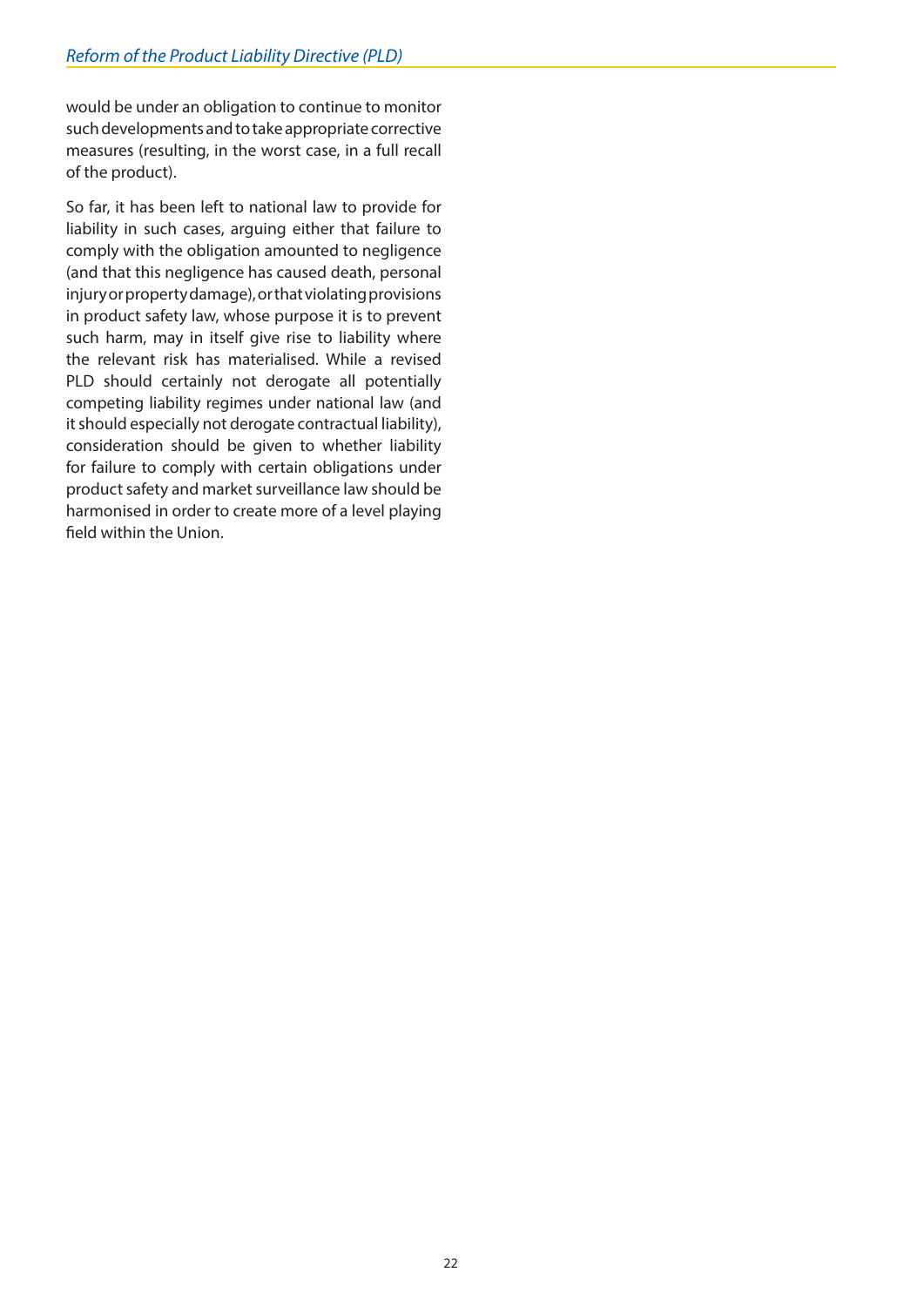would be under an obligation to continue to monitor such developments and to take appropriate corrective measures (resulting, in the worst case, in a full recall of the product).

So far, it has been left to national law to provide for liability in such cases, arguing either that failure to comply with the obligation amounted to negligence (and that this negligence has caused death, personal injury or property damage), or that violating provisions in product safety law, whose purpose it is to prevent such harm, may in itself give rise to liability where the relevant risk has materialised. While a revised PLD should certainly not derogate all potentially competing liability regimes under national law (and it should especially not derogate contractual liability), consideration should be given to whether liability for failure to comply with certain obligations under product safety and market surveillance law should be harmonised in order to create more of a level playing field within the Union.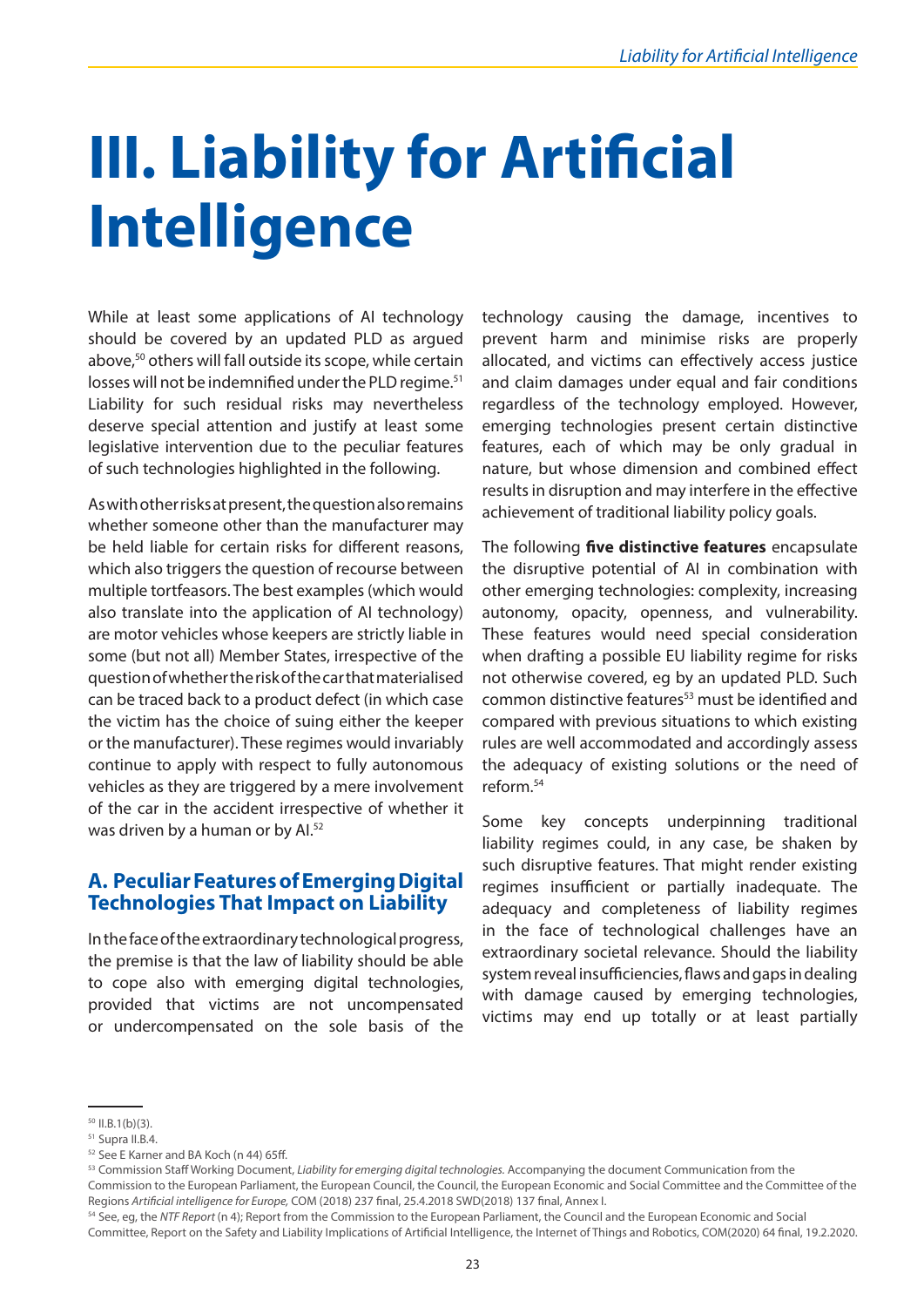# III. Liability for Artificial Intelligence

While at least some applications of AI technology should be covered by an updated PLD as argued above,[50] others will fall outside its scope, while certain losses will not be indemnified under the PLD regime.[51] Liability for such residual risks may nevertheless deserve special attention and justify at least some legislative intervention due to the peculiar features of such technologies highlighted in the following.

As with other risks at present, the question also remains whether someone other than the manufacturer may be held liable for certain risks for different reasons, which also triggers the question of recourse between multiple tortfeasors. The best examples (which would also translate into the application of AI technology) are motor vehicles whose keepers are strictly liable in some (but not all) Member States, irrespective of the question of whether the risk of the car that materialised can be traced back to a product defect (in which case the victim has the choice of suing either the keeper or the manufacturer). These regimes would invariably continue to apply with respect to fully autonomous vehicles as they are triggered by a mere involvement of the car in the accident irrespective of whether it was driven by a human or by AI.[52]

## A. Peculiar Features of Emerging Digital Technologies That Impact on Liability

In the face of the extraordinary technological progress, the premise is that the law of liability should be able to cope also with emerging digital technologies, provided that victims are not uncompensated or undercompensated on the sole basis of the technology causing the damage, incentives to prevent harm and minimise risks are properly allocated, and victims can effectively access justice and claim damages under equal and fair conditions regardless of the technology employed. However, emerging technologies present certain distinctive features, each of which may be only gradual in nature, but whose dimension and combined effect results in disruption and may interfere in the effective achievement of traditional liability policy goals.

The following **five distinctive features** encapsulate the disruptive potential of AI in combination with other emerging technologies: complexity, increasing autonomy, opacity, openness, and vulnerability. These features would need special consideration when drafting a possible EU liability regime for risks not otherwise covered, eg by an updated PLD. Such common distinctive features[53] must be identified and compared with previous situations to which existing rules are well accommodated and accordingly assess the adequacy of existing solutions or the need of reform.[54]

Some key concepts underpinning traditional liability regimes could, in any case, be shaken by such disruptive features. That might render existing regimes insufficient or partially inadequate. The adequacy and completeness of liability regimes in the face of technological challenges have an extraordinary societal relevance. Should the liability system reveal insufficiencies, flaws and gaps in dealing with damage caused by emerging technologies, victims may end up totally or at least partially

---

[50] II.B.1(b)(3).

[51] Supra II.B.4.

[52] See E Karner and BA Koch (n 44) 65ff.

[53] Commission Staff Working Document, *Liability for emerging digital technologies.* Accompanying the document Communication from the Commission to the European Parliament, the European Council, the Council, the European Economic and Social Committee and the Committee of the Regions *Artificial intelligence for Europe,* COM (2018) 237 final, 25.4.2018 SWD(2018) 137 final, Annex I.

[54] See, eg, the *NTF Report* (n 4); Report from the Commission to the European Parliament, the Council and the European Economic and Social Committee, Report on the Safety and Liability Implications of Artificial Intelligence, the Internet of Things and Robotics, COM(2020) 64 final, 19.2.2020.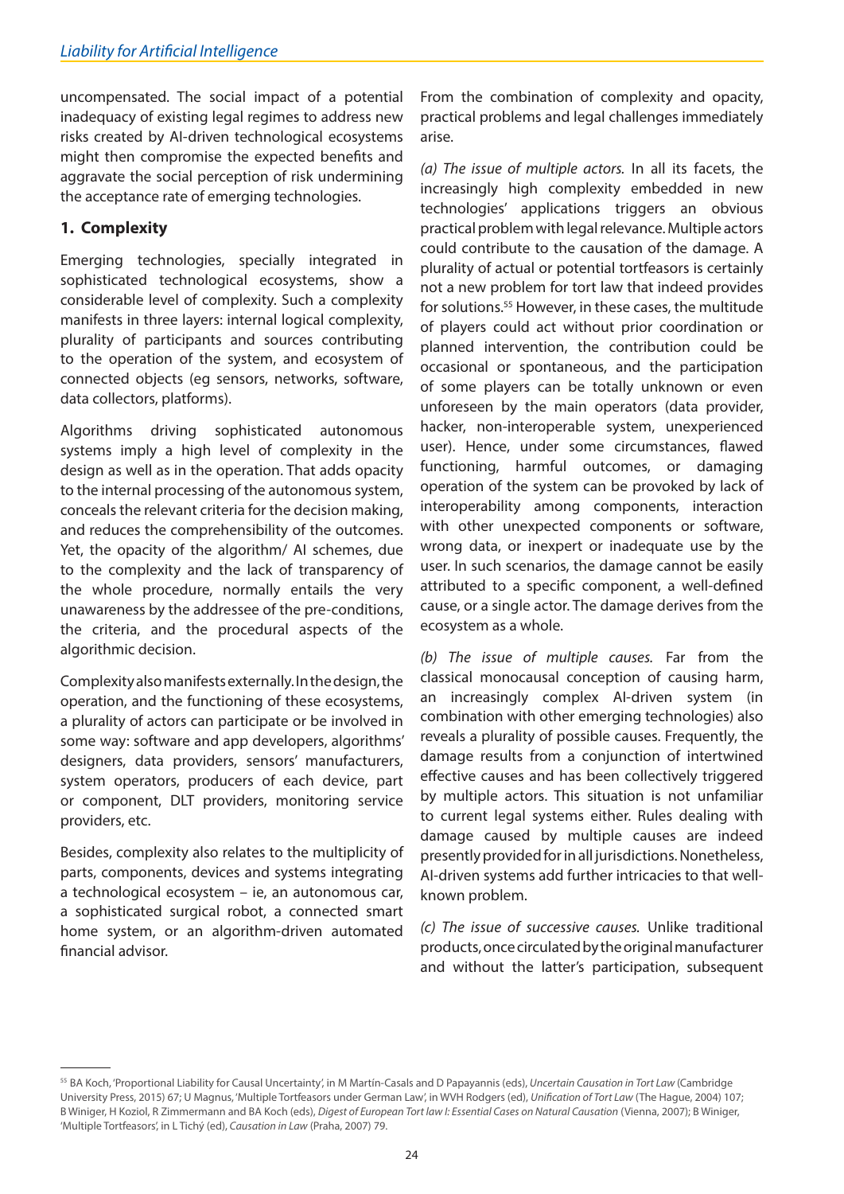uncompensated. The social impact of a potential inadequacy of existing legal regimes to address new risks created by AI-driven technological ecosystems might then compromise the expected benefits and aggravate the social perception of risk undermining the acceptance rate of emerging technologies.

### 1. Complexity

Emerging technologies, specially integrated in sophisticated technological ecosystems, show a considerable level of complexity. Such a complexity manifests in three layers: internal logical complexity, plurality of participants and sources contributing to the operation of the system, and ecosystem of connected objects (eg sensors, networks, software, data collectors, platforms).

Algorithms driving sophisticated autonomous systems imply a high level of complexity in the design as well as in the operation. That adds opacity to the internal processing of the autonomous system, conceals the relevant criteria for the decision making, and reduces the comprehensibility of the outcomes. Yet, the opacity of the algorithm/ AI schemes, due to the complexity and the lack of transparency of the whole procedure, normally entails the very unawareness by the addressee of the pre-conditions, the criteria, and the procedural aspects of the algorithmic decision.

Complexity also manifests externally. In the design, the operation, and the functioning of these ecosystems, a plurality of actors can participate or be involved in some way: software and app developers, algorithms' designers, data providers, sensors' manufacturers, system operators, producers of each device, part or component, DLT providers, monitoring service providers, etc.

Besides, complexity also relates to the multiplicity of parts, components, devices and systems integrating a technological ecosystem – ie, an autonomous car, a sophisticated surgical robot, a connected smart home system, or an algorithm-driven automated financial advisor.

From the combination of complexity and opacity, practical problems and legal challenges immediately arise.

*(a) The issue of multiple actors.* In all its facets, the increasingly high complexity embedded in new technologies' applications triggers an obvious practical problem with legal relevance. Multiple actors could contribute to the causation of the damage. A plurality of actual or potential tortfeasors is certainly not a new problem for tort law that indeed provides for solutions.[55] However, in these cases, the multitude of players could act without prior coordination or planned intervention, the contribution could be occasional or spontaneous, and the participation of some players can be totally unknown or even unforeseen by the main operators (data provider, hacker, non-interoperable system, unexperienced user). Hence, under some circumstances, flawed functioning, harmful outcomes, or damaging operation of the system can be provoked by lack of interoperability among components, interaction with other unexpected components or software, wrong data, or inexpert or inadequate use by the user. In such scenarios, the damage cannot be easily attributed to a specific component, a well-defined cause, or a single actor. The damage derives from the ecosystem as a whole.

*(b) The issue of multiple causes.* Far from the classical monocausal conception of causing harm, an increasingly complex AI-driven system (in combination with other emerging technologies) also reveals a plurality of possible causes. Frequently, the damage results from a conjunction of intertwined effective causes and has been collectively triggered by multiple actors. This situation is not unfamiliar to current legal systems either. Rules dealing with damage caused by multiple causes are indeed presently provided for in all jurisdictions. Nonetheless, AI-driven systems add further intricacies to that well-known problem.

*(c) The issue of successive causes.* Unlike traditional products, once circulated by the original manufacturer and without the latter's participation, subsequent

---

[55] BA Koch, 'Proportional Liability for Causal Uncertainty', in M Martín-Casals and D Papayannis (eds), *Uncertain Causation in Tort Law* (Cambridge University Press, 2015) 67; U Magnus, 'Multiple Tortfeasors under German Law', in WVH Rodgers (ed), *Unification of Tort Law* (The Hague, 2004) 107; B Winiger, H Koziol, R Zimmermann and BA Koch (eds), *Digest of European Tort law I: Essential Cases on Natural Causation* (Vienna, 2007); B Winiger, 'Multiple Tortfeasors', in L Tichý (ed), *Causation in Law* (Praha, 2007) 79.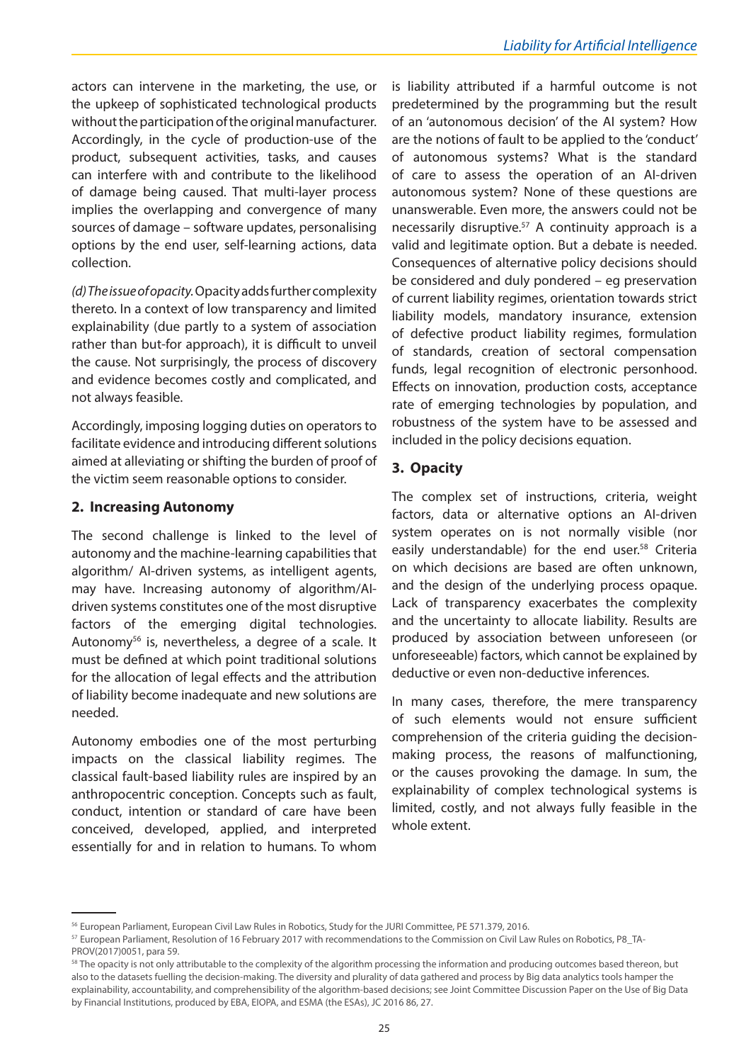actors can intervene in the marketing, the use, or the upkeep of sophisticated technological products without the participation of the original manufacturer. Accordingly, in the cycle of production-use of the product, subsequent activities, tasks, and causes can interfere with and contribute to the likelihood of damage being caused. That multi-layer process implies the overlapping and convergence of many sources of damage – software updates, personalising options by the end user, self-learning actions, data collection.

*(d) The issue of opacity.* Opacity adds further complexity thereto. In a context of low transparency and limited explainability (due partly to a system of association rather than but-for approach), it is difficult to unveil the cause. Not surprisingly, the process of discovery and evidence becomes costly and complicated, and not always feasible.

Accordingly, imposing logging duties on operators to facilitate evidence and introducing different solutions aimed at alleviating or shifting the burden of proof of the victim seem reasonable options to consider.

## 2. Increasing Autonomy

The second challenge is linked to the level of autonomy and the machine-learning capabilities that algorithm/ AI-driven systems, as intelligent agents, may have. Increasing autonomy of algorithm/AI-driven systems constitutes one of the most disruptive factors of the emerging digital technologies. Autonomy[56] is, nevertheless, a degree of a scale. It must be defined at which point traditional solutions for the allocation of legal effects and the attribution of liability become inadequate and new solutions are needed.

Autonomy embodies one of the most perturbing impacts on the classical liability regimes. The classical fault-based liability rules are inspired by an anthropocentric conception. Concepts such as fault, conduct, intention or standard of care have been conceived, developed, applied, and interpreted essentially for and in relation to humans. To whom is liability attributed if a harmful outcome is not predetermined by the programming but the result of an 'autonomous decision' of the AI system? How are the notions of fault to be applied to the 'conduct' of autonomous systems? What is the standard of care to assess the operation of an AI-driven autonomous system? None of these questions are unanswerable. Even more, the answers could not be necessarily disruptive.[57] A continuity approach is a valid and legitimate option. But a debate is needed. Consequences of alternative policy decisions should be considered and duly pondered – eg preservation of current liability regimes, orientation towards strict liability models, mandatory insurance, extension of defective product liability regimes, formulation of standards, creation of sectoral compensation funds, legal recognition of electronic personhood. Effects on innovation, production costs, acceptance rate of emerging technologies by population, and robustness of the system have to be assessed and included in the policy decisions equation.

## 3. Opacity

The complex set of instructions, criteria, weight factors, data or alternative options an AI-driven system operates on is not normally visible (nor easily understandable) for the end user.[58] Criteria on which decisions are based are often unknown, and the design of the underlying process opaque. Lack of transparency exacerbates the complexity and the uncertainty to allocate liability. Results are produced by association between unforeseen (or unforeseeable) factors, which cannot be explained by deductive or even non-deductive inferences.

In many cases, therefore, the mere transparency of such elements would not ensure sufficient comprehension of the criteria guiding the decision-making process, the reasons of malfunctioning, or the causes provoking the damage. In sum, the explainability of complex technological systems is limited, costly, and not always fully feasible in the whole extent.

---

[56] European Parliament, European Civil Law Rules in Robotics, Study for the JURI Committee, PE 571.379, 2016.

[57] European Parliament, Resolution of 16 February 2017 with recommendations to the Commission on Civil Law Rules on Robotics, P8_TA-PROV(2017)0051, para 59.

[58] The opacity is not only attributable to the complexity of the algorithm processing the information and producing outcomes based thereon, but also to the datasets fuelling the decision-making. The diversity and plurality of data gathered and process by Big data analytics tools hamper the explainability, accountability, and comprehensibility of the algorithm-based decisions; see Joint Committee Discussion Paper on the Use of Big Data by Financial Institutions, produced by EBA, EIOPA, and ESMA (the ESAs), JC 2016 86, 27.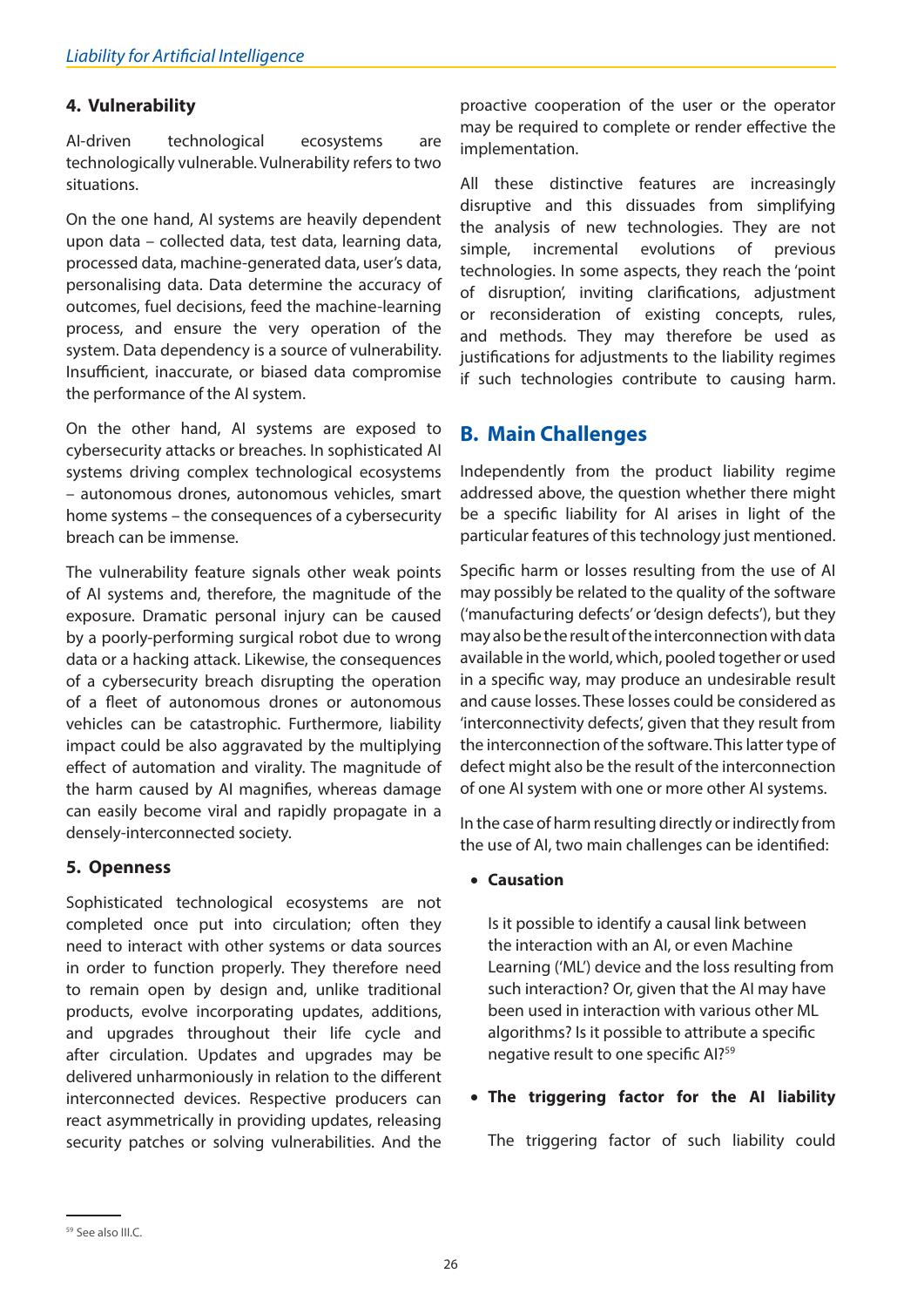### 4. Vulnerability

AI-driven technological ecosystems are technologically vulnerable. Vulnerability refers to two situations.

On the one hand, AI systems are heavily dependent upon data – collected data, test data, learning data, processed data, machine-generated data, user's data, personalising data. Data determine the accuracy of outcomes, fuel decisions, feed the machine-learning process, and ensure the very operation of the system. Data dependency is a source of vulnerability. Insufficient, inaccurate, or biased data compromise the performance of the AI system.

On the other hand, AI systems are exposed to cybersecurity attacks or breaches. In sophisticated AI systems driving complex technological ecosystems – autonomous drones, autonomous vehicles, smart home systems – the consequences of a cybersecurity breach can be immense.

The vulnerability feature signals other weak points of AI systems and, therefore, the magnitude of the exposure. Dramatic personal injury can be caused by a poorly-performing surgical robot due to wrong data or a hacking attack. Likewise, the consequences of a cybersecurity breach disrupting the operation of a fleet of autonomous drones or autonomous vehicles can be catastrophic. Furthermore, liability impact could be also aggravated by the multiplying effect of automation and virality. The magnitude of the harm caused by AI magnifies, whereas damage can easily become viral and rapidly propagate in a densely-interconnected society.

### 5. Openness

Sophisticated technological ecosystems are not completed once put into circulation; often they need to interact with other systems or data sources in order to function properly. They therefore need to remain open by design and, unlike traditional products, evolve incorporating updates, additions, and upgrades throughout their life cycle and after circulation. Updates and upgrades may be delivered unharmoniously in relation to the different interconnected devices. Respective producers can react asymmetrically in providing updates, releasing security patches or solving vulnerabilities. And the proactive cooperation of the user or the operator may be required to complete or render effective the implementation.

All these distinctive features are increasingly disruptive and this dissuades from simplifying the analysis of new technologies. They are not simple, incremental evolutions of previous technologies. In some aspects, they reach the 'point of disruption', inviting clarifications, adjustment or reconsideration of existing concepts, rules, and methods. They may therefore be used as justifications for adjustments to the liability regimes if such technologies contribute to causing harm.

## B. Main Challenges

Independently from the product liability regime addressed above, the question whether there might be a specific liability for AI arises in light of the particular features of this technology just mentioned.

Specific harm or losses resulting from the use of AI may possibly be related to the quality of the software ('manufacturing defects' or 'design defects'), but they may also be the result of the interconnection with data available in the world, which, pooled together or used in a specific way, may produce an undesirable result and cause losses. These losses could be considered as 'interconnectivity defects', given that they result from the interconnection of the software. This latter type of defect might also be the result of the interconnection of one AI system with one or more other AI systems.

In the case of harm resulting directly or indirectly from the use of AI, two main challenges can be identified:

- **Causation**

  Is it possible to identify a causal link between the interaction with an AI, or even Machine Learning ('ML') device and the loss resulting from such interaction? Or, given that the AI may have been used in interaction with various other ML algorithms? Is it possible to attribute a specific negative result to one specific AI?[59]

- **The triggering factor for the AI liability**

  The triggering factor of such liability could

[59] See also III.C.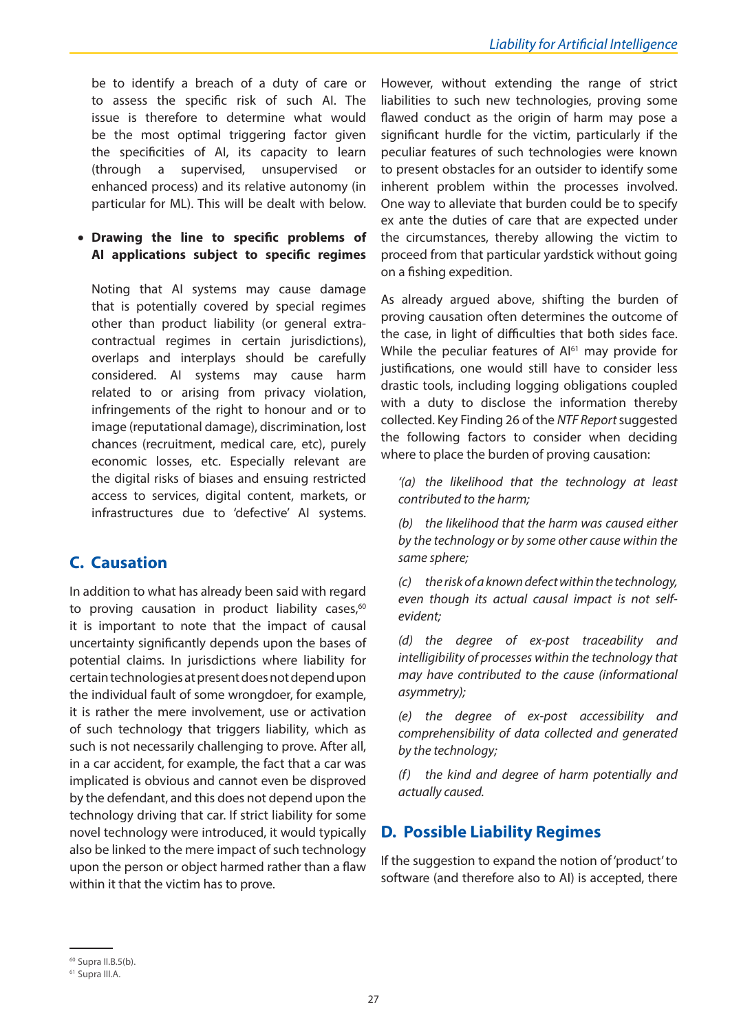be to identify a breach of a duty of care or to assess the specific risk of such AI. The issue is therefore to determine what would be the most optimal triggering factor given the specificities of AI, its capacity to learn (through a supervised, unsupervised or enhanced process) and its relative autonomy (in particular for ML). This will be dealt with below.

- **Drawing the line to specific problems of AI applications subject to specific regimes**

  Noting that AI systems may cause damage that is potentially covered by special regimes other than product liability (or general extra-contractual regimes in certain jurisdictions), overlaps and interplays should be carefully considered. AI systems may cause harm related to or arising from privacy violation, infringements of the right to honour and or to image (reputational damage), discrimination, lost chances (recruitment, medical care, etc), purely economic losses, etc. Especially relevant are the digital risks of biases and ensuing restricted access to services, digital content, markets, or infrastructures due to 'defective' AI systems.

## C. Causation

In addition to what has already been said with regard to proving causation in product liability cases,[60] it is important to note that the impact of causal uncertainty significantly depends upon the bases of potential claims. In jurisdictions where liability for certain technologies at present does not depend upon the individual fault of some wrongdoer, for example, it is rather the mere involvement, use or activation of such technology that triggers liability, which as such is not necessarily challenging to prove. After all, in a car accident, for example, the fact that a car was implicated is obvious and cannot even be disproved by the defendant, and this does not depend upon the technology driving that car. If strict liability for some novel technology were introduced, it would typically also be linked to the mere impact of such technology upon the person or object harmed rather than a flaw within it that the victim has to prove.

However, without extending the range of strict liabilities to such new technologies, proving some flawed conduct as the origin of harm may pose a significant hurdle for the victim, particularly if the peculiar features of such technologies were known to present obstacles for an outsider to identify some inherent problem within the processes involved. One way to alleviate that burden could be to specify ex ante the duties of care that are expected under the circumstances, thereby allowing the victim to proceed from that particular yardstick without going on a fishing expedition.

As already argued above, shifting the burden of proving causation often determines the outcome of the case, in light of difficulties that both sides face. While the peculiar features of AI[61] may provide for justifications, one would still have to consider less drastic tools, including logging obligations coupled with a duty to disclose the information thereby collected. Key Finding 26 of the *NTF Report* suggested the following factors to consider when deciding where to place the burden of proving causation:

> *'(a) the likelihood that the technology at least contributed to the harm;*
>
> *(b) the likelihood that the harm was caused either by the technology or by some other cause within the same sphere;*
>
> *(c) the risk of a known defect within the technology, even though its actual causal impact is not self-evident;*
>
> *(d) the degree of ex-post traceability and intelligibility of processes within the technology that may have contributed to the cause (informational asymmetry);*
>
> *(e) the degree of ex-post accessibility and comprehensibility of data collected and generated by the technology;*
>
> *(f) the kind and degree of harm potentially and actually caused.*

## D. Possible Liability Regimes

If the suggestion to expand the notion of 'product' to software (and therefore also to AI) is accepted, there

---

[60] Supra II.B.5(b).

[61] Supra III.A.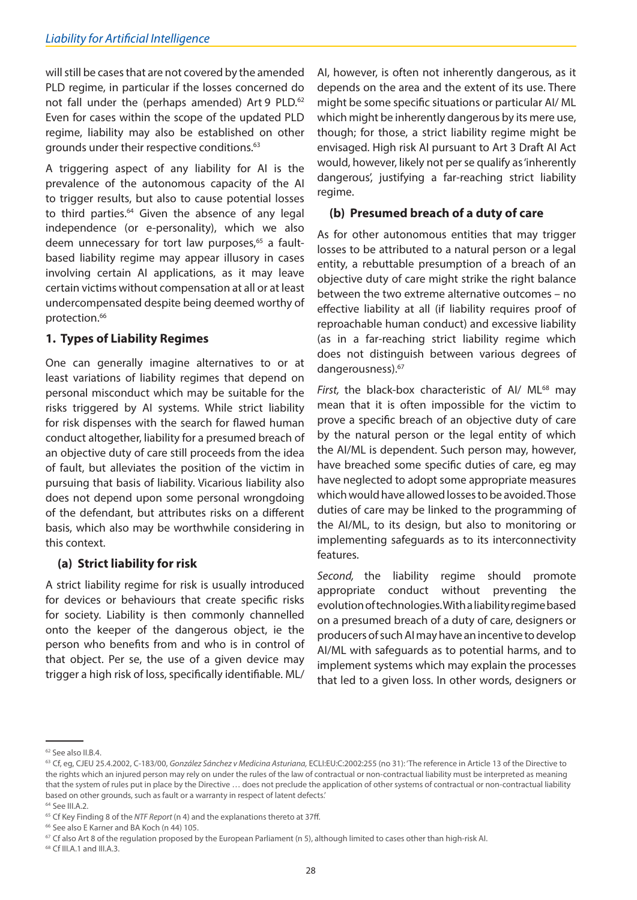will still be cases that are not covered by the amended PLD regime, in particular if the losses concerned do not fall under the (perhaps amended) Art 9 PLD.[62] Even for cases within the scope of the updated PLD regime, liability may also be established on other grounds under their respective conditions.[63]

A triggering aspect of any liability for AI is the prevalence of the autonomous capacity of the AI to trigger results, but also to cause potential losses to third parties.[64] Given the absence of any legal independence (or e-personality), which we also deem unnecessary for tort law purposes,[65] a fault-based liability regime may appear illusory in cases involving certain AI applications, as it may leave certain victims without compensation at all or at least undercompensated despite being deemed worthy of protection.[66]

### 1. Types of Liability Regimes

One can generally imagine alternatives to or at least variations of liability regimes that depend on personal misconduct which may be suitable for the risks triggered by AI systems. While strict liability for risk dispenses with the search for flawed human conduct altogether, liability for a presumed breach of an objective duty of care still proceeds from the idea of fault, but alleviates the position of the victim in pursuing that basis of liability. Vicarious liability also does not depend upon some personal wrongdoing of the defendant, but attributes risks on a different basis, which also may be worthwhile considering in this context.

#### (a) Strict liability for risk

A strict liability regime for risk is usually introduced for devices or behaviours that create specific risks for society. Liability is then commonly channelled onto the keeper of the dangerous object, ie the person who benefits from and who is in control of that object. Per se, the use of a given device may trigger a high risk of loss, specifically identifiable. ML/AI, however, is often not inherently dangerous, as it depends on the area and the extent of its use. There might be some specific situations or particular AI/ ML which might be inherently dangerous by its mere use, though; for those, a strict liability regime might be envisaged. High risk AI pursuant to Art 3 Draft AI Act would, however, likely not per se qualify as 'inherently dangerous', justifying a far-reaching strict liability regime.

#### (b) Presumed breach of a duty of care

As for other autonomous entities that may trigger losses to be attributed to a natural person or a legal entity, a rebuttable presumption of a breach of an objective duty of care might strike the right balance between the two extreme alternative outcomes – no effective liability at all (if liability requires proof of reproachable human conduct) and excessive liability (as in a far-reaching strict liability regime which does not distinguish between various degrees of dangerousness).[67]

*First,* the black-box characteristic of AI/ ML[68] may mean that it is often impossible for the victim to prove a specific breach of an objective duty of care by the natural person or the legal entity of which the AI/ML is dependent. Such person may, however, have breached some specific duties of care, eg may have neglected to adopt some appropriate measures which would have allowed losses to be avoided. Those duties of care may be linked to the programming of the AI/ML, to its design, but also to monitoring or implementing safeguards as to its interconnectivity features.

*Second,* the liability regime should promote appropriate conduct without preventing the evolution of technologies. With a liability regime based on a presumed breach of a duty of care, designers or producers of such AI may have an incentive to develop AI/ML with safeguards as to potential harms, and to implement systems which may explain the processes that led to a given loss. In other words, designers or

---

[62] See also II.B.4.

[63] Cf, eg, CJEU 25.4.2002, C-183/00, *González Sánchez v Medicina Asturiana,* ECLI:EU:C:2002:255 (no 31): 'The reference in Article 13 of the Directive to the rights which an injured person may rely on under the rules of the law of contractual or non-contractual liability must be interpreted as meaning that the system of rules put in place by the Directive … does not preclude the application of other systems of contractual or non-contractual liability based on other grounds, such as fault or a warranty in respect of latent defects.'

[64] See III.A.2.

[65] Cf Key Finding 8 of the *NTF Report* (n 4) and the explanations thereto at 37ff.

[66] See also E Karner and BA Koch (n 44) 105.

[67] Cf also Art 8 of the regulation proposed by the European Parliament (n 5), although limited to cases other than high-risk AI.

[68] Cf III.A.1 and III.A.3.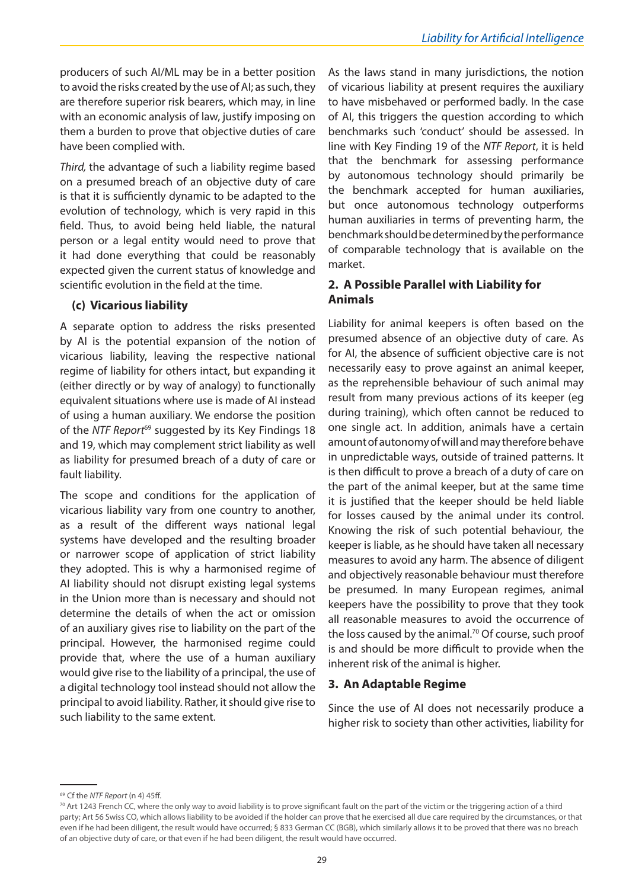producers of such AI/ML may be in a better position to avoid the risks created by the use of AI; as such, they are therefore superior risk bearers, which may, in line with an economic analysis of law, justify imposing on them a burden to prove that objective duties of care have been complied with.

*Third,* the advantage of such a liability regime based on a presumed breach of an objective duty of care is that it is sufficiently dynamic to be adapted to the evolution of technology, which is very rapid in this field. Thus, to avoid being held liable, the natural person or a legal entity would need to prove that it had done everything that could be reasonably expected given the current status of knowledge and scientific evolution in the field at the time.

### (c) Vicarious liability

A separate option to address the risks presented by AI is the potential expansion of the notion of vicarious liability, leaving the respective national regime of liability for others intact, but expanding it (either directly or by way of analogy) to functionally equivalent situations where use is made of AI instead of using a human auxiliary. We endorse the position of the *NTF Report*[69] suggested by its Key Findings 18 and 19, which may complement strict liability as well as liability for presumed breach of a duty of care or fault liability.

The scope and conditions for the application of vicarious liability vary from one country to another, as a result of the different ways national legal systems have developed and the resulting broader or narrower scope of application of strict liability they adopted. This is why a harmonised regime of AI liability should not disrupt existing legal systems in the Union more than is necessary and should not determine the details of when the act or omission of an auxiliary gives rise to liability on the part of the principal. However, the harmonised regime could provide that, where the use of a human auxiliary would give rise to the liability of a principal, the use of a digital technology tool instead should not allow the principal to avoid liability. Rather, it should give rise to such liability to the same extent.

As the laws stand in many jurisdictions, the notion of vicarious liability at present requires the auxiliary to have misbehaved or performed badly. In the case of AI, this triggers the question according to which benchmarks such 'conduct' should be assessed. In line with Key Finding 19 of the *NTF Report*, it is held that the benchmark for assessing performance by autonomous technology should primarily be the benchmark accepted for human auxiliaries, but once autonomous technology outperforms human auxiliaries in terms of preventing harm, the benchmark should be determined by the performance of comparable technology that is available on the market.

## 2. A Possible Parallel with Liability for Animals

Liability for animal keepers is often based on the presumed absence of an objective duty of care. As for AI, the absence of sufficient objective care is not necessarily easy to prove against an animal keeper, as the reprehensible behaviour of such animal may result from many previous actions of its keeper (eg during training), which often cannot be reduced to one single act. In addition, animals have a certain amount of autonomy of will and may therefore behave in unpredictable ways, outside of trained patterns. It is then difficult to prove a breach of a duty of care on the part of the animal keeper, but at the same time it is justified that the keeper should be held liable for losses caused by the animal under its control. Knowing the risk of such potential behaviour, the keeper is liable, as he should have taken all necessary measures to avoid any harm. The absence of diligent and objectively reasonable behaviour must therefore be presumed. In many European regimes, animal keepers have the possibility to prove that they took all reasonable measures to avoid the occurrence of the loss caused by the animal.[70] Of course, such proof is and should be more difficult to provide when the inherent risk of the animal is higher.

## 3. An Adaptable Regime

Since the use of AI does not necessarily produce a higher risk to society than other activities, liability for

---

[69] Cf the *NTF Report* (n 4) 45ff.

[70] Art 1243 French CC, where the only way to avoid liability is to prove significant fault on the part of the victim or the triggering action of a third party; Art 56 Swiss CO, which allows liability to be avoided if the holder can prove that he exercised all due care required by the circumstances, or that even if he had been diligent, the result would have occurred; § 833 German CC (BGB), which similarly allows it to be proved that there was no breach of an objective duty of care, or that even if he had been diligent, the result would have occurred.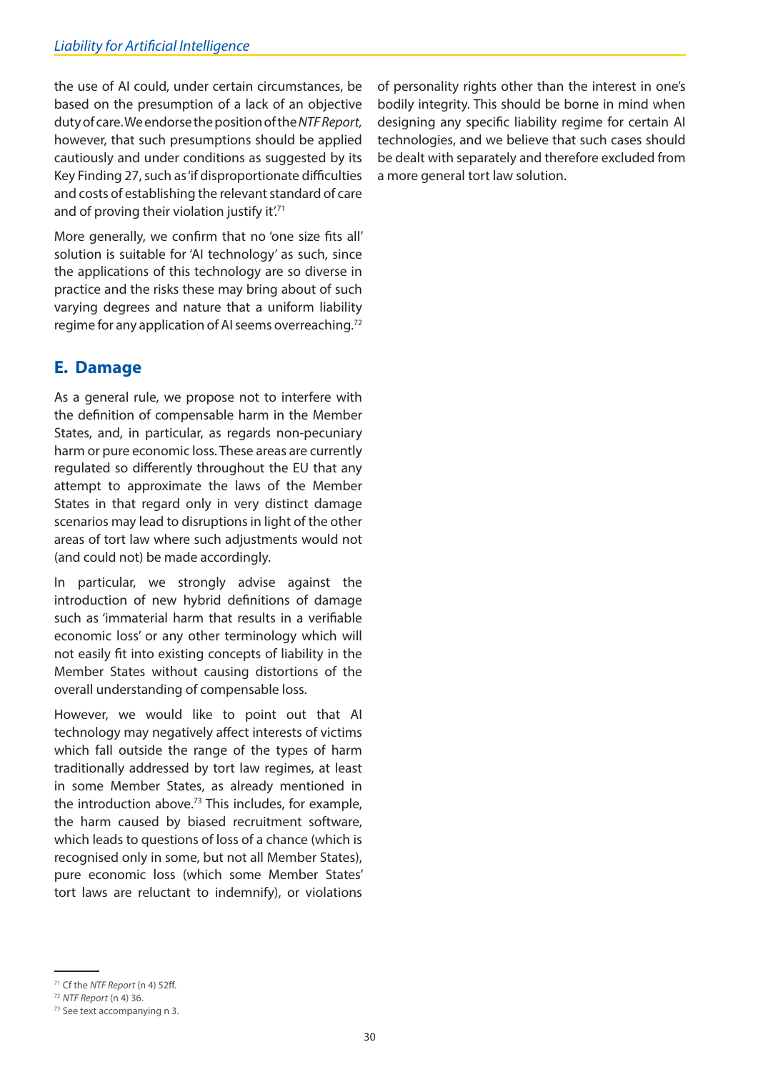the use of AI could, under certain circumstances, be based on the presumption of a lack of an objective duty of care. We endorse the position of the *NTF Report,* however, that such presumptions should be applied cautiously and under conditions as suggested by its Key Finding 27, such as 'if disproportionate difficulties and costs of establishing the relevant standard of care and of proving their violation justify it'.[71]

More generally, we confirm that no 'one size fits all' solution is suitable for 'AI technology' as such, since the applications of this technology are so diverse in practice and the risks these may bring about of such varying degrees and nature that a uniform liability regime for any application of AI seems overreaching.[72]

## E. Damage

As a general rule, we propose not to interfere with the definition of compensable harm in the Member States, and, in particular, as regards non-pecuniary harm or pure economic loss. These areas are currently regulated so differently throughout the EU that any attempt to approximate the laws of the Member States in that regard only in very distinct damage scenarios may lead to disruptions in light of the other areas of tort law where such adjustments would not (and could not) be made accordingly.

In particular, we strongly advise against the introduction of new hybrid definitions of damage such as 'immaterial harm that results in a verifiable economic loss' or any other terminology which will not easily fit into existing concepts of liability in the Member States without causing distortions of the overall understanding of compensable loss.

However, we would like to point out that AI technology may negatively affect interests of victims which fall outside the range of the types of harm traditionally addressed by tort law regimes, at least in some Member States, as already mentioned in the introduction above.[73] This includes, for example, the harm caused by biased recruitment software, which leads to questions of loss of a chance (which is recognised only in some, but not all Member States), pure economic loss (which some Member States' tort laws are reluctant to indemnify), or violations of personality rights other than the interest in one's bodily integrity. This should be borne in mind when designing any specific liability regime for certain AI technologies, and we believe that such cases should be dealt with separately and therefore excluded from a more general tort law solution.

---

[71] Cf the *NTF Report* (n 4) 52ff.

[72] *NTF Report* (n 4) 36.

[73] See text accompanying n 3.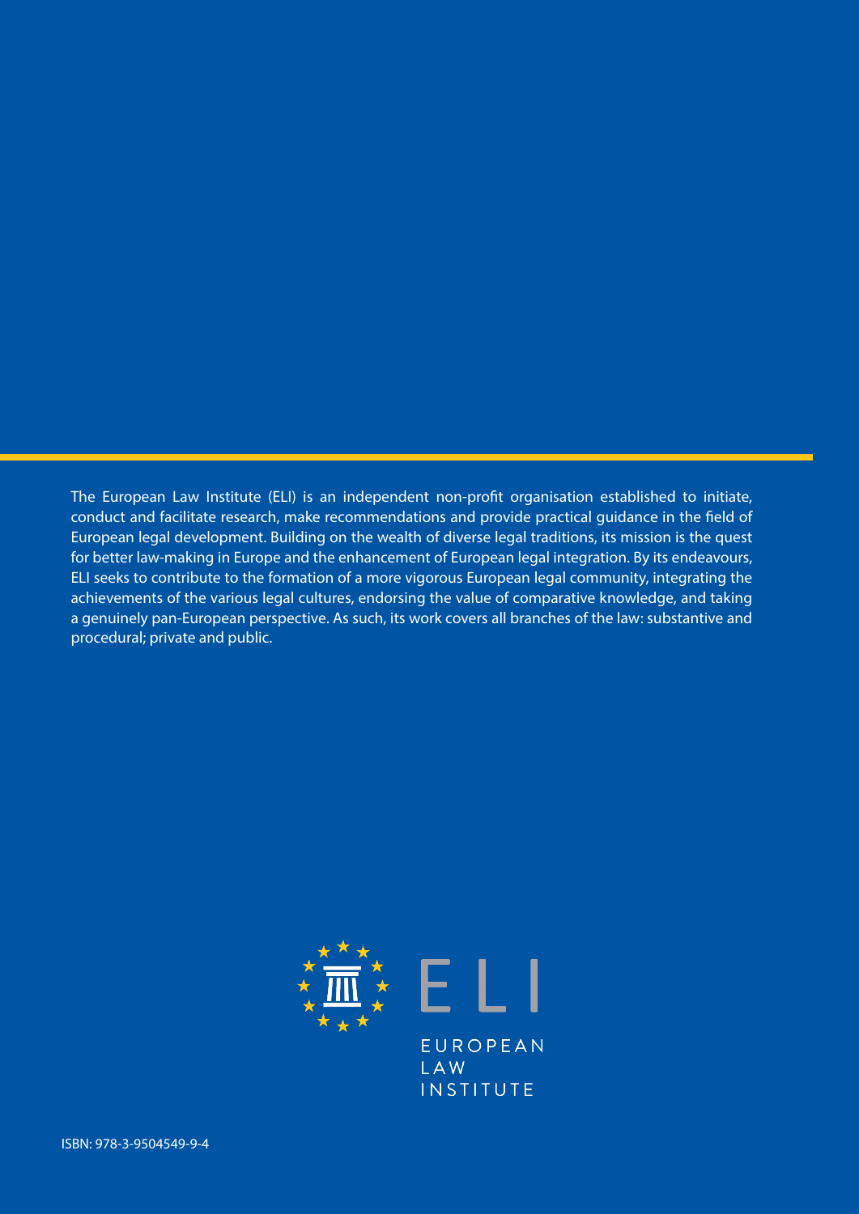The European Law Institute (ELI) is an independent non-profit organisation established to initiate, conduct and facilitate research, make recommendations and provide practical guidance in the field of European legal development. Building on the wealth of diverse legal traditions, its mission is the quest for better law-making in Europe and the enhancement of European legal integration. By its endeavours, ELI seeks to contribute to the formation of a more vigorous European legal community, integrating the achievements of the various legal cultures, endorsing the value of comparative knowledge, and taking a genuinely pan-European perspective. As such, its work covers all branches of the law: substantive and procedural; private and public.

ELI

EUROPEAN
LAW
INSTITUTE

ISBN: 978-3-9504549-9-4